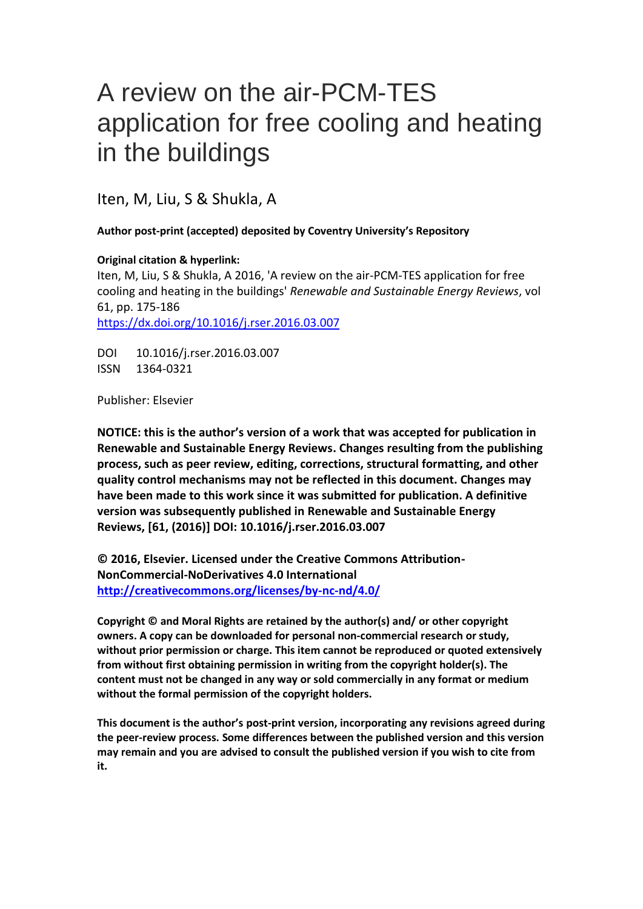# A review on the air-PCM-TES application for free cooling and heating in the buildings

Iten, M, Liu, S & Shukla, A

**Author post-print (accepted) deposited by Coventry University's Repository**

**Original citation & hyperlink:**

Iten, M, Liu, S & Shukla, A 2016, 'A review on the air-PCM-TES application for free cooling and heating in the buildings' *Renewable and Sustainable Energy Reviews*, vol 61, pp. 175-186

https://dx.doi.org/10.1016/j.rser.2016.03.007

DOI 10.1016/j.rser.2016.03.007
ISSN 1364-0321

Publisher: Elsevier

**NOTICE: this is the author's version of a work that was accepted for publication in Renewable and Sustainable Energy Reviews. Changes resulting from the publishing process, such as peer review, editing, corrections, structural formatting, and other quality control mechanisms may not be reflected in this document. Changes may have been made to this work since it was submitted for publication. A definitive version was subsequently published in Renewable and Sustainable Energy Reviews, [61, (2016)] DOI: 10.1016/j.rser.2016.03.007**

**© 2016, Elsevier. Licensed under the Creative Commons Attribution-NonCommercial-NoDerivatives 4.0 International**
**http://creativecommons.org/licenses/by-nc-nd/4.0/**

**Copyright © and Moral Rights are retained by the author(s) and/ or other copyright owners. A copy can be downloaded for personal non-commercial research or study, without prior permission or charge. This item cannot be reproduced or quoted extensively from without first obtaining permission in writing from the copyright holder(s). The content must not be changed in any way or sold commercially in any format or medium without the formal permission of the copyright holders.**

**This document is the author's post-print version, incorporating any revisions agreed during the peer-review process. Some differences between the published version and this version may remain and you are advised to consult the published version if you wish to cite from it.**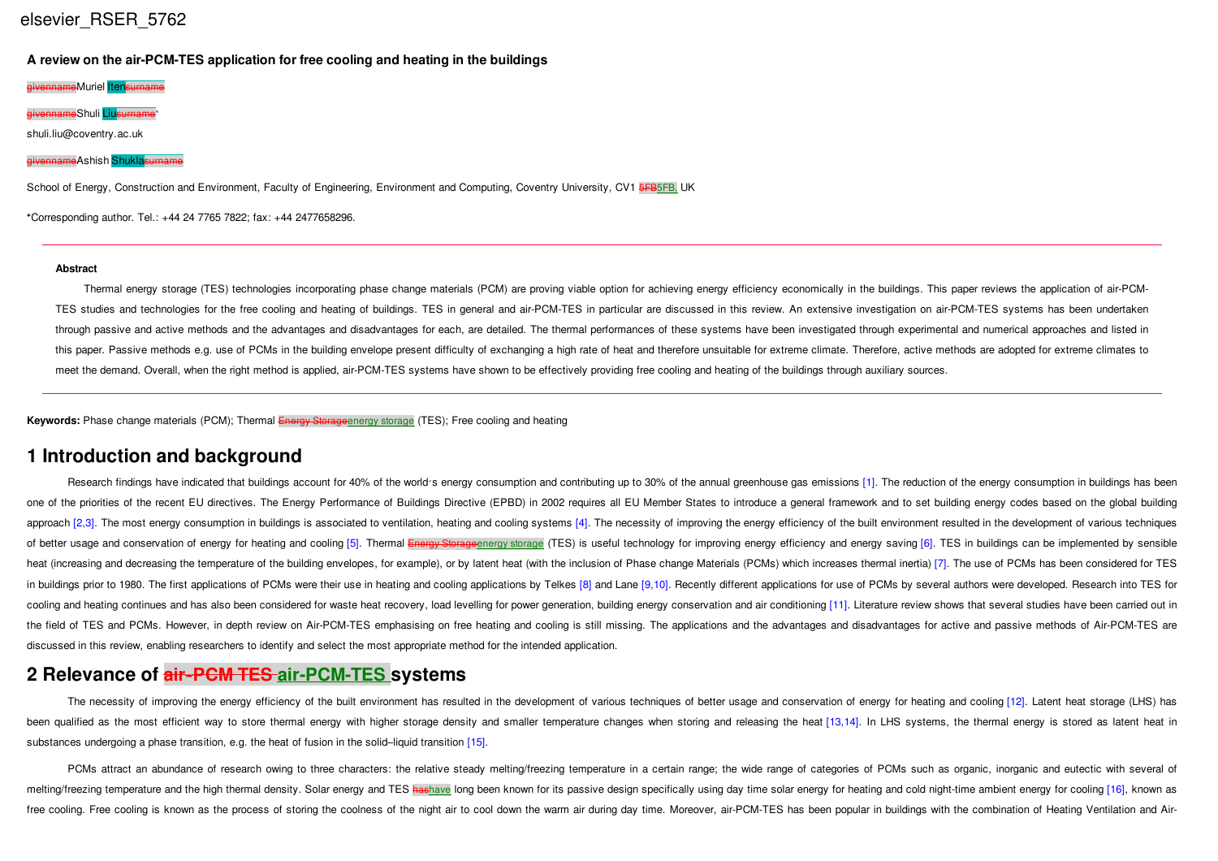# A review on the air-PCM-TES application for free cooling and heating in the buildings

Muriel Iten

Shuli Liu*

shuli.liu@coventry.ac.uk

Ashish Shukla

School of Energy, Construction and Environment, Faculty of Engineering, Environment and Computing, Coventry University, CV1 5FB, UK

*Corresponding author. Tel.: +44 24 7765 7822; fax: +44 2477658296.

---

**Abstract**

Thermal energy storage (TES) technologies incorporating phase change materials (PCM) are proving viable option for achieving energy efficiency economically in the buildings. This paper reviews the application of air-PCM-TES studies and technologies for the free cooling and heating of buildings. TES in general and air-PCM-TES in particular are discussed in this review. An extensive investigation on air-PCM-TES systems has been undertaken through passive and active methods and the advantages and disadvantages for each, are detailed. The thermal performances of these systems have been investigated through experimental and numerical approaches and listed in this paper. Passive methods e.g. use of PCMs in the building envelope present difficulty of exchanging a high rate of heat and therefore unsuitable for extreme climate. Therefore, active methods are adopted for extreme climates to meet the demand. Overall, when the right method is applied, air-PCM-TES systems have shown to be effectively providing free cooling and heating of the buildings through auxiliary sources.

---

**Keywords:** Phase change materials (PCM); Thermal energy storage (TES); Free cooling and heating

# 1 Introduction and background

Research findings have indicated that buildings account for 40% of the world's energy consumption and contributing up to 30% of the annual greenhouse gas emissions [1]. The reduction of the energy consumption in buildings has been one of the priorities of the recent EU directives. The Energy Performance of Buildings Directive (EPBD) in 2002 requires all EU Member States to introduce a general framework and to set building energy codes based on the global building approach [2,3]. The most energy consumption in buildings is associated to ventilation, heating and cooling systems [4]. The necessity of improving the energy efficiency of the built environment resulted in the development of various techniques of better usage and conservation of energy for heating and cooling [5]. Thermal energy storage (TES) is useful technology for improving energy efficiency and energy saving [6]. TES in buildings can be implemented by sensible heat (increasing and decreasing the temperature of the building envelopes, for example), or by latent heat (with the inclusion of Phase change Materials (PCMs) which increases thermal inertia) [7]. The use of PCMs has been considered for TES in buildings prior to 1980. The first applications of PCMs were their use in heating and cooling applications by Telkes [8] and Lane [9,10]. Recently different applications for use of PCMs by several authors were developed. Research into TES for cooling and heating continues and has also been considered for waste heat recovery, load levelling for power generation, building energy conservation and air conditioning [11]. Literature review shows that several studies have been carried out in the field of TES and PCMs. However, in depth review on Air-PCM-TES emphasising on free heating and cooling is still missing. The applications and the advantages and disadvantages for active and passive methods of Air-PCM-TES are discussed in this review, enabling researchers to identify and select the most appropriate method for the intended application.

# 2 Relevance of air-PCM-TES systems

The necessity of improving the energy efficiency of the built environment has resulted in the development of various techniques of better usage and conservation of energy for heating and cooling [12]. Latent heat storage (LHS) has been qualified as the most efficient way to store thermal energy with higher storage density and smaller temperature changes when storing and releasing the heat [13,14]. In LHS systems, the thermal energy is stored as latent heat in substances undergoing a phase transition, e.g. the heat of fusion in the solid–liquid transition [15].

PCMs attract an abundance of research owing to three characters: the relative steady melting/freezing temperature in a certain range; the wide range of categories of PCMs such as organic, inorganic and eutectic with several of melting/freezing temperature and the high thermal density. Solar energy and TES have long been known for its passive design specifically using day time solar energy for heating and cold night-time ambient energy for cooling [16], known as free cooling. Free cooling is known as the process of storing the coolness of the night air to cool down the warm air during day time. Moreover, air-PCM-TES has been popular in buildings with the combination of Heating Ventilation and Air-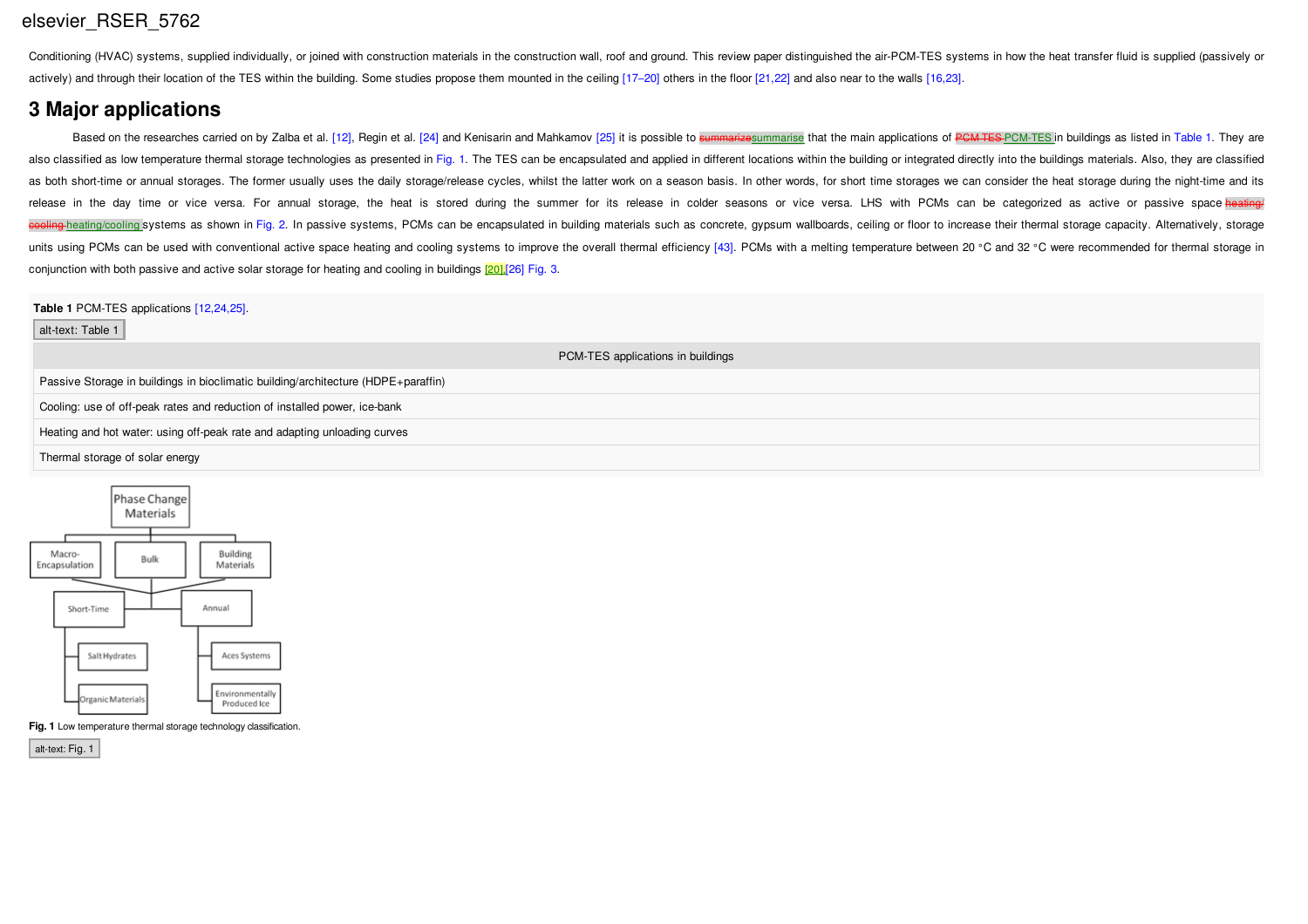Conditioning (HVAC) systems, supplied individually, or joined with construction materials in the construction wall, roof and ground. This review paper distinguished the air-PCM-TES systems in how the heat transfer fluid is supplied (passively or actively) and through their location of the TES within the building. Some studies propose them mounted in the ceiling [17–20] others in the floor [21,22] and also near to the walls [16,23].

## 3 Major applications

Based on the researches carried on by Zalba et al. [12], Regin et al. [24] and Kenisarin and Mahkamov [25] it is possible to summarise that the main applications of PCM-TES in buildings as listed in Table 1. They are also classified as low temperature thermal storage technologies as presented in Fig. 1. The TES can be encapsulated and applied in different locations within the building or integrated directly into the buildings materials. Also, they are classified as both short-time or annual storages. The former usually uses the daily storage/release cycles, whilst the latter work on a season basis. In other words, for short time storages we can consider the heat storage during the night-time and its release in the day time or vice versa. For annual storage, the heat is stored during the summer for its release in colder seasons or vice versa. LHS with PCMs can be categorized as active or passive space heating/cooling systems as shown in Fig. 2. In passive systems, PCMs can be encapsulated in building materials such as concrete, gypsum wallboards, ceiling or floor to increase their thermal storage capacity. Alternatively, storage units using PCMs can be used with conventional active space heating and cooling systems to improve the overall thermal efficiency [43]. PCMs with a melting temperature between 20 °C and 32 °C were recommended for thermal storage in conjunction with both passive and active solar storage for heating and cooling in buildings [20],[26] Fig. 3.

**Table 1** PCM-TES applications [12,24,25].

| PCM-TES applications in buildings |
| --- |
| Passive Storage in buildings in bioclimatic building/architecture (HDPE+paraffin) |
| Cooling: use of off-peak rates and reduction of installed power, ice-bank |
| Heating and hot water: using off-peak rate and adapting unloading curves |
| Thermal storage of solar energy |

**Fig. 1** Low temperature thermal storage technology classification.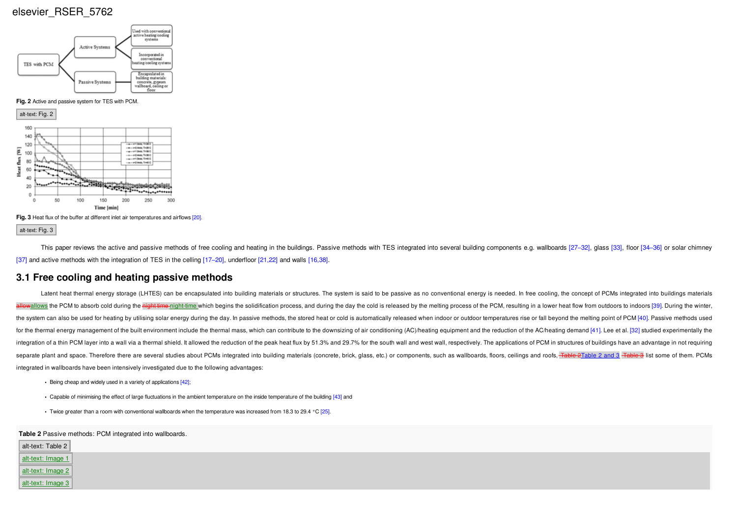Fig. 2 Active and passive system for TES with PCM.

alt-text: Fig. 2

Fig. 3 Heat flux of the buffer at different inlet air temperatures and airflows [20].

alt-text: Fig. 3

This paper reviews the active and passive methods of free cooling and heating in the buildings. Passive methods with TES integrated into several building components e.g. wallboards [27–32], glass [33], floor [34–36] or solar chimney [37] and active methods with the integration of TES in the celling [17–20], underfloor [21,22] and walls [16,38].

## 3.1 Free cooling and heating passive methods

Latent heat thermal energy storage (LHTES) can be encapsulated into building materials or structures. The system is said to be passive as no conventional energy is needed. In free cooling, the concept of PCMs integrated into buildings materials ~~allow~~allows the PCM to absorb cold during the ~~night time~~ night-time which begins the solidification process, and during the day the cold is released by the melting process of the PCM, resulting in a lower heat flow from outdoors to indoors [39]. During the winter, the system can also be used for heating by utilising solar energy during the day. In passive methods, the stored heat or cold is automatically released when indoor or outdoor temperatures rise or fall beyond the melting point of PCM [40]. Passive methods used for the thermal energy management of the built environment include the thermal mass, which can contribute to the downsizing of air conditioning (AC)/heating equipment and the reduction of the AC/heating demand [41]. Lee et al. [32] studied experimentally the integration of a thin PCM layer into a wall via a thermal shield. It allowed the reduction of the peak heat flux by 51.3% and 29.7% for the south wall and west wall, respectively. The applications of PCM in structures of buildings have an advantage in not requiring separate plant and space. Therefore there are several studies about PCMs integrated into building materials (concrete, brick, glass, etc.) or components, such as wallboards, floors, ceilings and roofs, ~~Table 2~~Table 2 and 3 ~~Table 3~~ list some of them. PCMs integrated in wallboards have been intensively investigated due to the following advantages:

- Being cheap and widely used in a variety of applications [42];
- Capable of minimising the effect of large fluctuations in the ambient temperature on the inside temperature of the building [43] and
- Twice greater than a room with conventional wallboards when the temperature was increased from 18.3 to 29.4 °C [25].

**Table 2** Passive methods: PCM integrated into wallboards.

alt-text: Table 2

alt-text: Image 1

alt-text: Image 2

alt-text: Image 3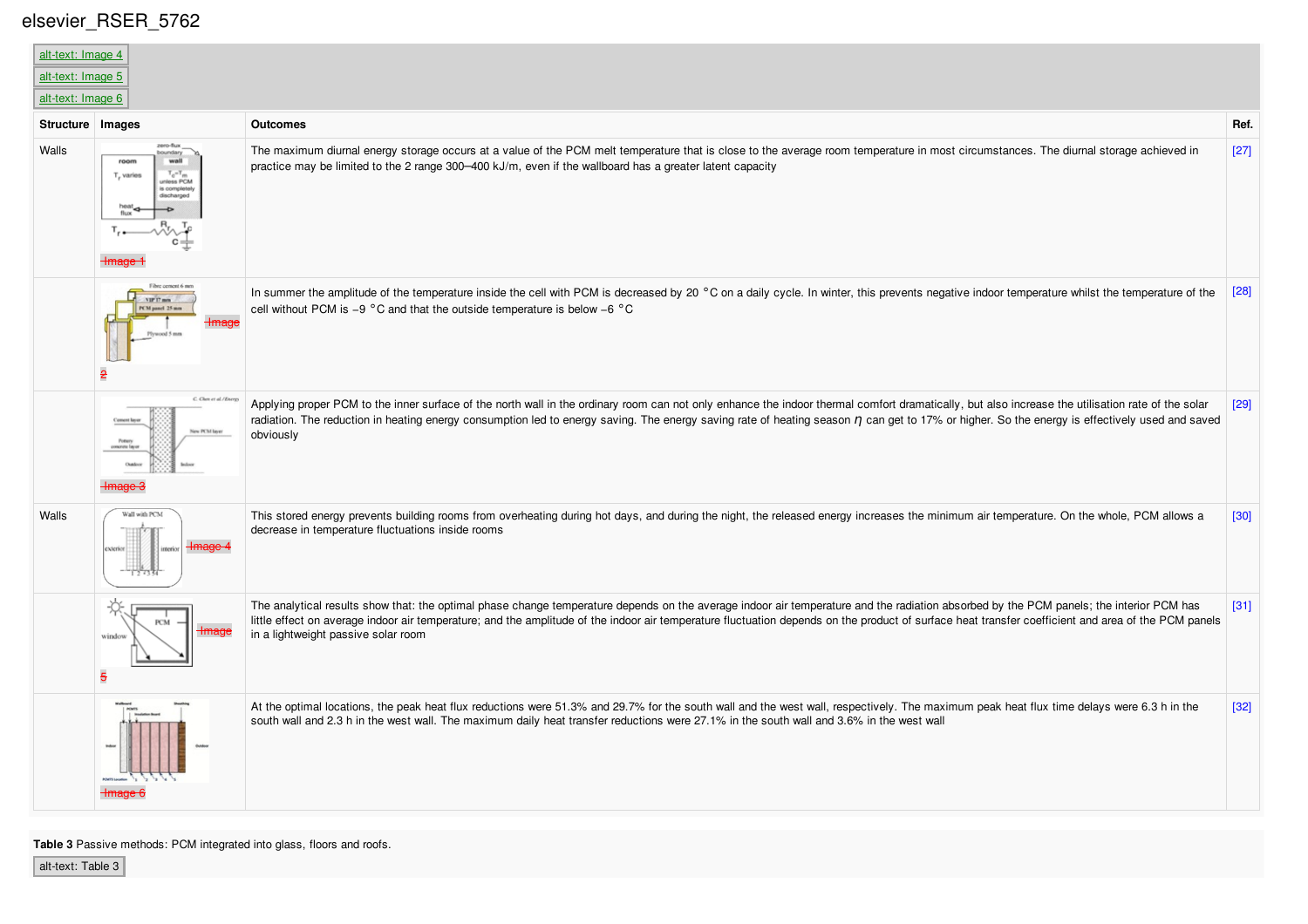elsevier_RSER_5762

alt-text: Image 4
alt-text: Image 5
alt-text: Image 6

| Structure | Images | Outcomes | Ref. |
|---|---|---|---|
| Walls | Image 1 | The maximum diurnal energy storage occurs at a value of the PCM melt temperature that is close to the average room temperature in most circumstances. The diurnal storage achieved in practice may be limited to the 2 range 300–400 kJ/m, even if the wallboard has a greater latent capacity | [27] |
| | Image 2 | In summer the amplitude of the temperature inside the cell with PCM is decreased by 20 °C on a daily cycle. In winter, this prevents negative indoor temperature whilst the temperature of the cell without PCM is −9 °C and that the outside temperature is below −6 °C | [28] |
| | Image 3 | Applying proper PCM to the inner surface of the north wall in the ordinary room can not only enhance the indoor thermal comfort dramatically, but also increase the utilisation rate of the solar radiation. The reduction in heating energy consumption led to energy saving. The energy saving rate of heating season $\eta$ can get to 17% or higher. So the energy is effectively used and saved obviously | [29] |
| Walls | Image 4 | This stored energy prevents building rooms from overheating during hot days, and during the night, the released energy increases the minimum air temperature. On the whole, PCM allows a decrease in temperature fluctuations inside rooms | [30] |
| | Image 5 | The analytical results show that: the optimal phase change temperature depends on the average indoor air temperature and the radiation absorbed by the PCM panels; the interior PCM has little effect on average indoor air temperature; and the amplitude of the indoor air temperature fluctuation depends on the product of surface heat transfer coefficient and area of the PCM panels in a lightweight passive solar room | [31] |
| | Image 6 | At the optimal locations, the peak heat flux reductions were 51.3% and 29.7% for the south wall and the west wall, respectively. The maximum peak heat flux time delays were 6.3 h in the south wall and 2.3 h in the west wall. The maximum daily heat transfer reductions were 27.1% in the south wall and 3.6% in the west wall | [32] |

**Table 3** Passive methods: PCM integrated into glass, floors and roofs.

alt-text: Table 3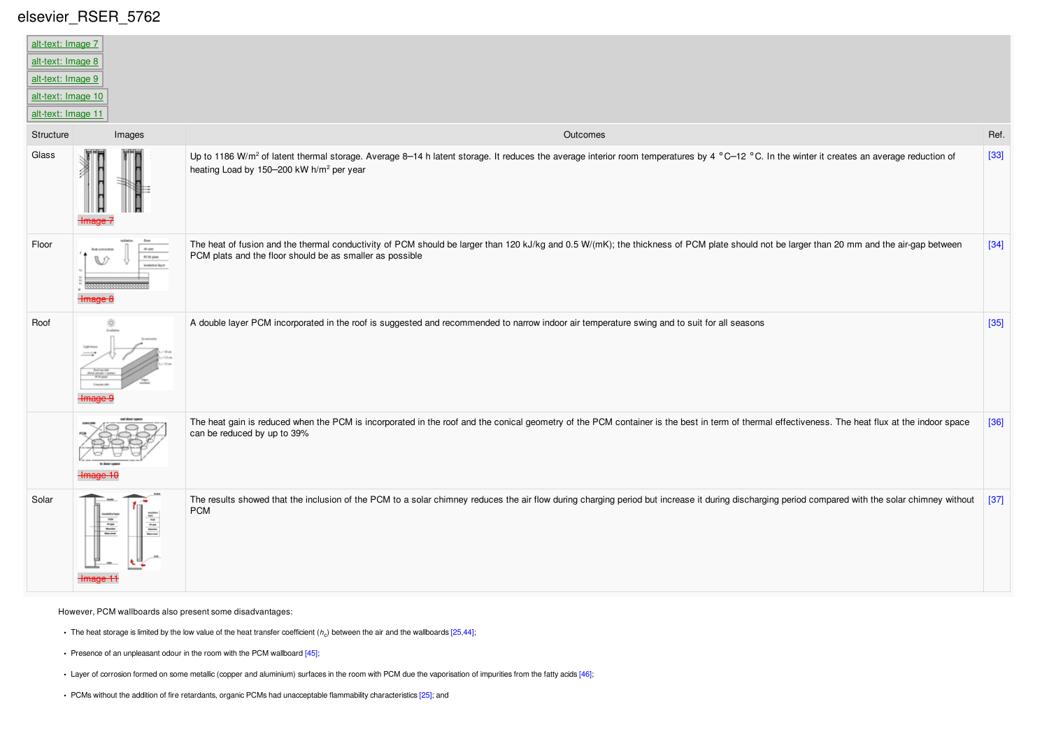| Structure | Images | Outcomes | Ref. |
|---|---|---|---|
| Glass | Image 7 | Up to 1186 W/m$^2$ of latent thermal storage. Average 8–14 h latent storage. It reduces the average interior room temperatures by 4 °C–12 °C. In the winter it creates an average reduction of heating Load by 150–200 kW h/m$^2$ per year | [33] |
| Floor | Image 8 | The heat of fusion and the thermal conductivity of PCM should be larger than 120 kJ/kg and 0.5 W/(mK); the thickness of PCM plate should not be larger than 20 mm and the air-gap between PCM plats and the floor should be as smaller as possible | [34] |
| Roof | Image 9 | A double layer PCM incorporated in the roof is suggested and recommended to narrow indoor air temperature swing and to suit for all seasons | [35] |
| | Image 10 | The heat gain is reduced when the PCM is incorporated in the roof and the conical geometry of the PCM container is the best in term of thermal effectiveness. The heat flux at the indoor space can be reduced by up to 39% | [36] |
| Solar | Image 11 | The results showed that the inclusion of the PCM to a solar chimney reduces the air flow during charging period but increase it during discharging period compared with the solar chimney without PCM | [37] |

However, PCM wallboards also present some disadvantages:

- The heat storage is limited by the low value of the heat transfer coefficient ($h_c$) between the air and the wallboards [25,44];
- Presence of an unpleasant odour in the room with the PCM wallboard [45];
- Layer of corrosion formed on some metallic (copper and aluminium) surfaces in the room with PCM due the vaporisation of impurities from the fatty acids [46];
- PCMs without the addition of fire retardants, organic PCMs had unacceptable flammability characteristics [25]; and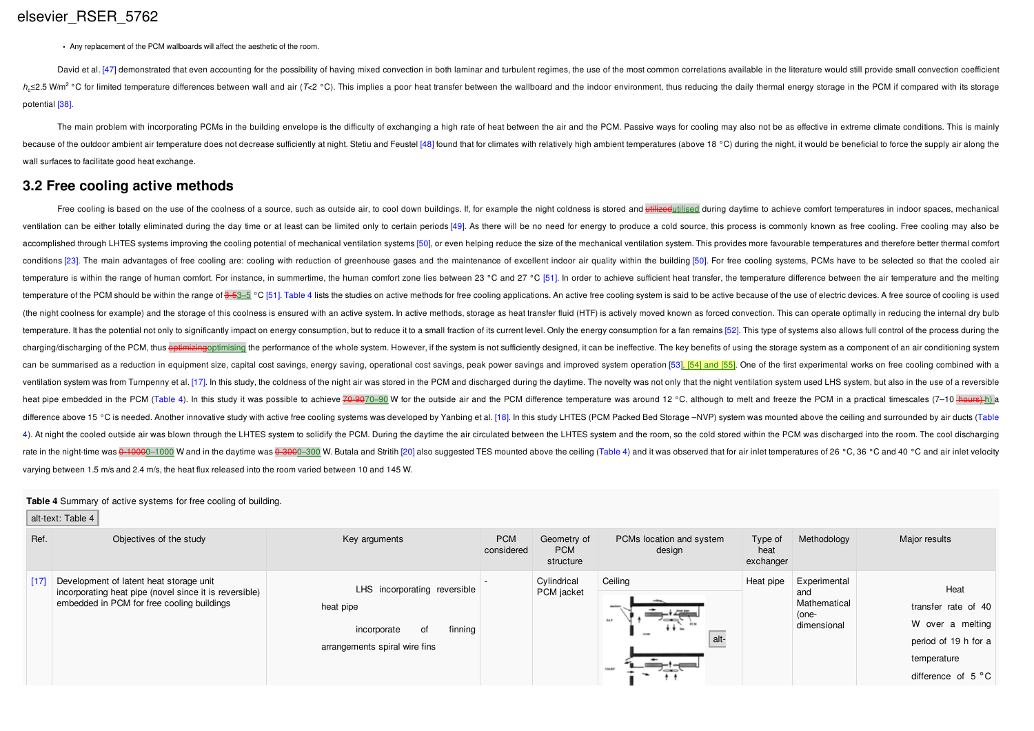- Any replacement of the PCM wallboards will affect the aesthetic of the room.

David et al. [47] demonstrated that even accounting for the possibility of having mixed convection in both laminar and turbulent regimes, the use of the most common correlations available in the literature would still provide small convection coefficient $h_c$≤2.5 W/m$^2$ °C for limited temperature differences between wall and air ($T$<2 °C). This implies a poor heat transfer between the wallboard and the indoor environment, thus reducing the daily thermal energy storage in the PCM if compared with its storage potential [38].

The main problem with incorporating PCMs in the building envelope is the difficulty of exchanging a high rate of heat between the air and the PCM. Passive ways for cooling may also not be as effective in extreme climate conditions. This is mainly because of the outdoor ambient air temperature does not decrease sufficiently at night. Stetiu and Feustel [48] found that for climates with relatively high ambient temperatures (above 18 °C) during the night, it would be beneficial to force the supply air along the wall surfaces to facilitate good heat exchange.

## 3.2 Free cooling active methods

Free cooling is based on the use of the coolness of a source, such as outside air, to cool down buildings. If, for example the night coldness is stored and ~~utilized~~utilised during daytime to achieve comfort temperatures in indoor spaces, mechanical ventilation can be either totally eliminated during the day time or at least can be limited only to certain periods [49]. As there will be no need for energy to produce a cold source, this process is commonly known as free cooling. Free cooling may also be accomplished through LHTES systems improving the cooling potential of mechanical ventilation systems [50], or even helping reduce the size of the mechanical ventilation system. This provides more favourable temperatures and therefore better thermal comfort conditions [23]. The main advantages of free cooling are: cooling with reduction of greenhouse gases and the maintenance of excellent indoor air quality within the building [50]. For free cooling systems, PCMs have to be selected so that the cooled air temperature is within the range of human comfort. For instance, in summertime, the human comfort zone lies between 23 °C and 27 °C [51]. In order to achieve sufficient heat transfer, the temperature difference between the air temperature and the melting temperature of the PCM should be within the range of ~~3-5~~3–5 °C [51]. Table 4 lists the studies on active methods for free cooling applications. An active free cooling system is said to be active because of the use of electric devices. A free source of cooling is used (the night coolness for example) and the storage of this coolness is ensured with an active system. In active methods, storage as heat transfer fluid (HTF) is actively moved known as forced convection. This can operate optimally in reducing the internal dry bulb temperature. It has the potential not only to significantly impact on energy consumption, but to reduce it to a small fraction of its current level. Only the energy consumption for a fan remains [52]. This type of systems also allows full control of the process during the charging/discharging of the PCM, thus ~~optimizing~~optimising the performance of the whole system. However, if the system is not sufficiently designed, it can be ineffective. The key benefits of using the storage system as a component of an air conditioning system can be summarised as a reduction in equipment size, capital cost savings, energy saving, operational cost savings, peak power savings and improved system operation [53], [54] and [55]. One of the first experimental works on free cooling combined with a ventilation system was from Turnpenny et al. [17]. In this study, the coldness of the night air was stored in the PCM and discharged during the daytime. The novelty was not only that the night ventilation system used LHS system, but also in the use of a reversible heat pipe embedded in the PCM (Table 4). In this study it was possible to achieve ~~70-90~~70–90 W for the outside air and the PCM difference temperature was around 12 °C, although to melt and freeze the PCM in a practical timescales (7–10 ~~hours)~~ h) a difference above 15 °C is needed. Another innovative study with active free cooling systems was developed by Yanbing et al. [18]. In this study LHTES (PCM Packed Bed Storage –NVP) system was mounted above the ceiling and surrounded by air ducts (Table 4). At night the cooled outside air was blown through the LHTES system to solidify the PCM. During the daytime the air circulated between the LHTES system and the room, so the cold stored within the PCM was discharged into the room. The cool discharging rate in the night-time was ~~0-1000~~0–1000 W and in the daytime was ~~0-300~~0–300 W. Butala and Stritih [20] also suggested TES mounted above the ceiling (Table 4) and it was observed that for air inlet temperatures of 26 °C, 36 °C and 40 °C and air inlet velocity varying between 1.5 m/s and 2.4 m/s, the heat flux released into the room varied between 10 and 145 W.

**Table 4** Summary of active systems for free cooling of building.

alt-text: Table 4

| Ref. | Objectives of the study | Key arguments | PCM considered | Geometry of PCM structure | PCMs location and system design | Type of heat exchanger | Methodology | Major results |
|---|---|---|---|---|---|---|---|---|
| [17] | Development of latent heat storage unit incorporating heat pipe (novel since it is reversible) embedded in PCM for free cooling buildings | LHS incorporating reversible heat pipe; incorporate of finning arrangements spiral wire fins | - | Cylindrical PCM jacket | Ceiling | Heat pipe | Experimental and Mathematical (one-dimensional | Heat transfer rate of 40 W over a melting period of 19 h for a temperature difference of 5 °C |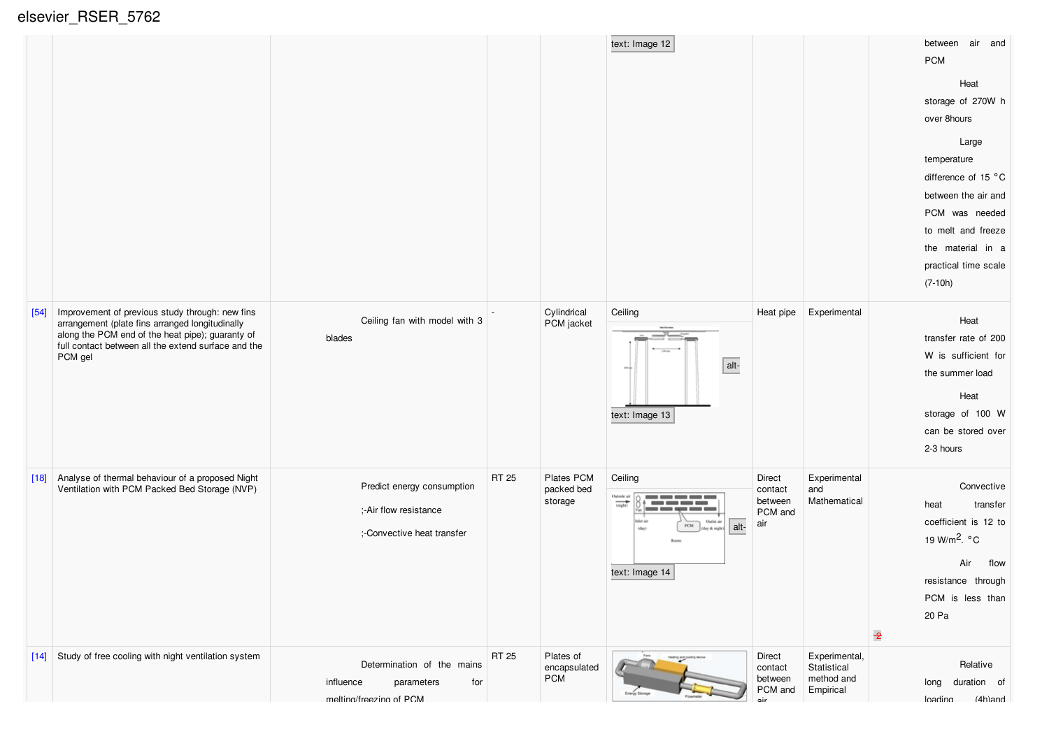| | | | | | | | | |
|---|---|---|---|---|---|---|---|---|
| | | | | | text: Image 12 | | | between air and PCM<br><br>Heat storage of 270W h over 8hours<br><br>Large temperature difference of 15 °C between the air and PCM was needed to melt and freeze the material in a practical time scale (7-10h) |
| [54] | Improvement of previous study through: new fins arrangement (plate fins arranged longitudinally along the PCM end of the heat pipe); guaranty of full contact between all the extend surface and the PCM gel | Ceiling fan with model with 3 blades | - | Cylindrical PCM jacket | Ceiling<br><br>alt-<br><br>text: Image 13 | Heat pipe | Experimental | Heat transfer rate of 200 W is sufficient for the summer load<br><br>Heat storage of 100 W can be stored over 2-3 hours |
| [18] | Analyse of thermal behaviour of a proposed Night Ventilation with PCM Packed Bed Storage (NVP) | Predict energy consumption<br><br>;-Air flow resistance<br><br>;-Convective heat transfer | RT 25 | Plates PCM packed bed storage | Ceiling<br><br>alt-<br><br>text: Image 14 | Direct contact between PCM and air | Experimental and Mathematical | Convective heat transfer coefficient is 12 to 19 $W/m^2 \cdot °C$<br><br>Air flow resistance through PCM is less than 20 Pa |
| [14] | Study of free cooling with night ventilation system | Determination of the mains influence parameters for melting/freezing of PCM | RT 25 | Plates of encapsulated PCM | | Direct contact between PCM and air | Experimental, Statistical method and Empirical | Relative long duration of loading (4h)and |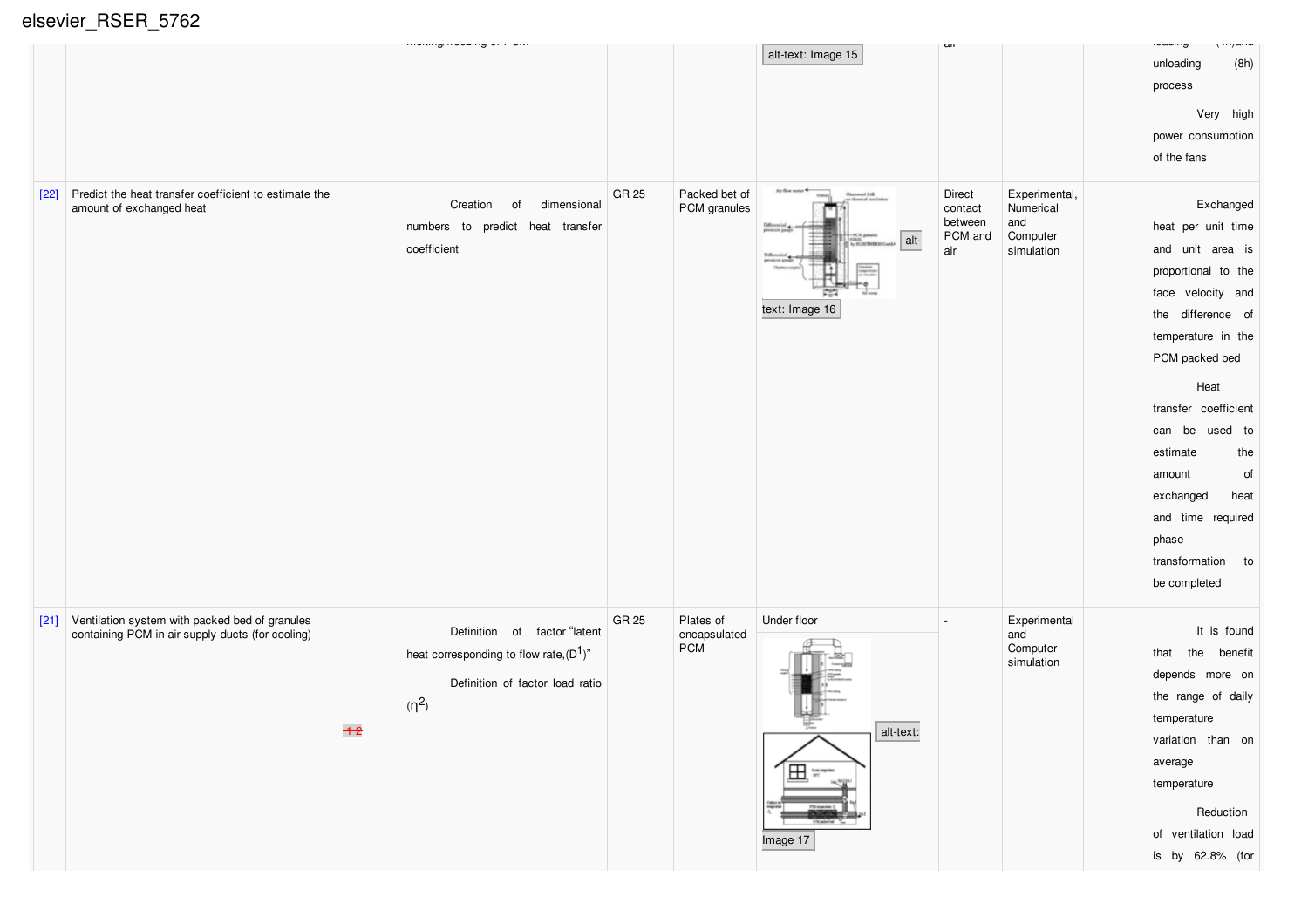| | | | | | | | | |
|---|---|---|---|---|---|---|---|---|
| | | melting/freezing of PCM | | | alt-text: Image 15 | air | | loading (4h) and unloading (8h) process<br><br>Very high power consumption of the fans |
| [22] | Predict the heat transfer coefficient to estimate the amount of exchanged heat | Creation of dimensional numbers to predict heat transfer coefficient | GR 25 | Packed bet of PCM granules | alt-text: Image 16 | Direct contact between PCM and air | Experimental, Numerical and Computer simulation | Exchanged heat per unit time and unit area is proportional to the face velocity and the difference of temperature in the PCM packed bed<br><br>Heat transfer coefficient can be used to estimate the amount of exchanged heat and time required phase transformation to be completed |
| [21] | Ventilation system with packed bed of granules containing PCM in air supply ducts (for cooling) | Definition of factor "latent heat corresponding to flow rate,(D[1])"<br><br>Definition of factor load ratio ($\eta^{2}$)<br><br>~~1 2~~ | GR 25 | Plates of encapsulated PCM | Under floor<br><br>alt-text: Image 17 | - | Experimental and Computer simulation | It is found that the benefit depends more on the range of daily temperature variation than on average temperature<br><br>Reduction of ventilation load is by 62.8% (for |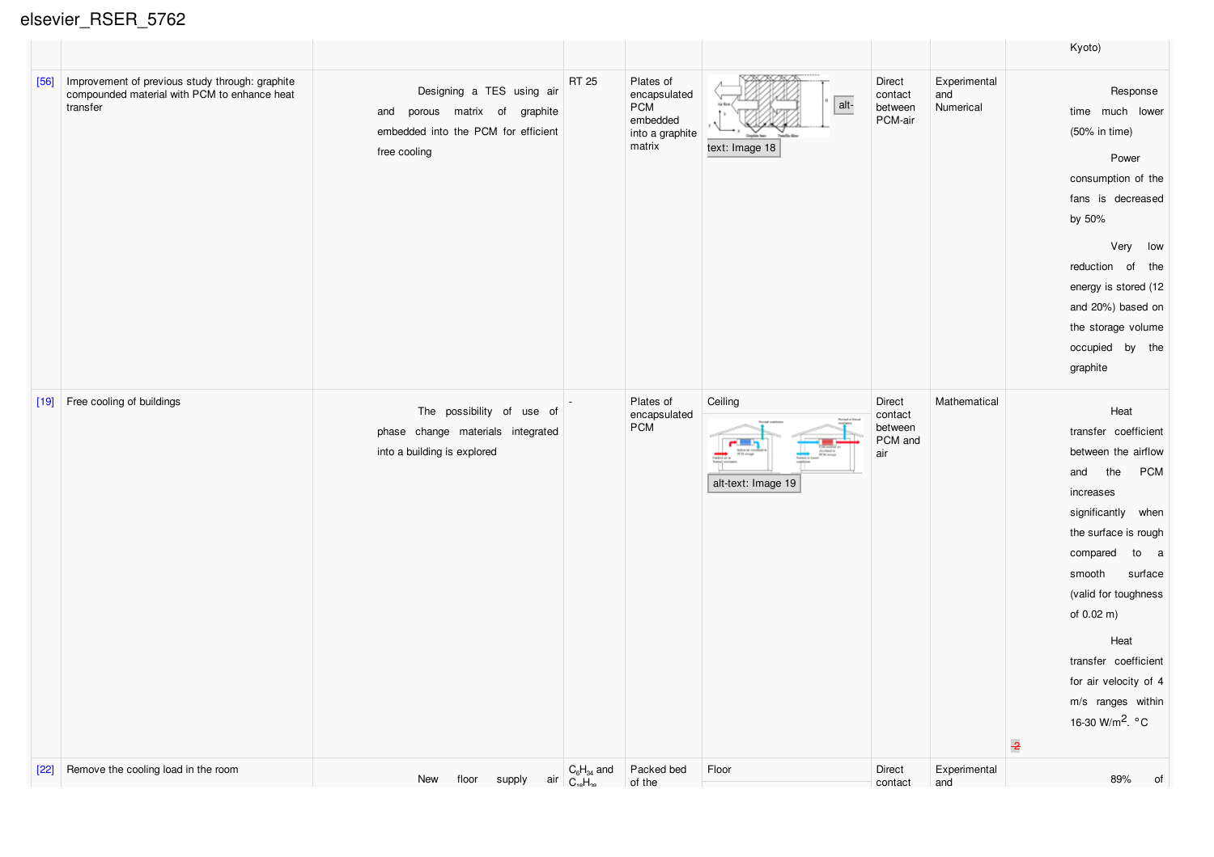| | | | | | | | | |
|---|---|---|---|---|---|---|---|---|
| | | | | | | | | Kyoto) |
| [56] | Improvement of previous study through: graphite compounded material with PCM to enhance heat transfer | Designing a TES using air and porous matrix of graphite embedded into the PCM for efficient free cooling | RT 25 | Plates of encapsulated PCM embedded into a graphite matrix | alt-text: Image 18 | Direct contact between PCM-air | Experimental and Numerical | Response time much lower (50% in time)<br><br>Power consumption of the fans is decreased by 50%<br><br>Very low reduction of the energy is stored (12 and 20%) based on the storage volume occupied by the graphite |
| [19] | Free cooling of buildings | The possibility of use of phase change materials integrated into a building is explored | - | Plates of encapsulated PCM | Ceiling<br><br>alt-text: Image 19 | Direct contact between PCM and air | Mathematical | Heat transfer coefficient between the airflow and the PCM increases significantly when the surface is rough compared to a smooth surface (valid for toughness of 0.02 m)<br><br>Heat transfer coefficient for air velocity of 4 m/s ranges within 16-30 W/m$^2$. °C<br><br>2 |
| [22] | Remove the cooling load in the room | New floor supply air | $C_6H_{34}$ and $C_{18}H_{38}$ | Packed bed of the | Floor | Direct contact | Experimental and | 89% of |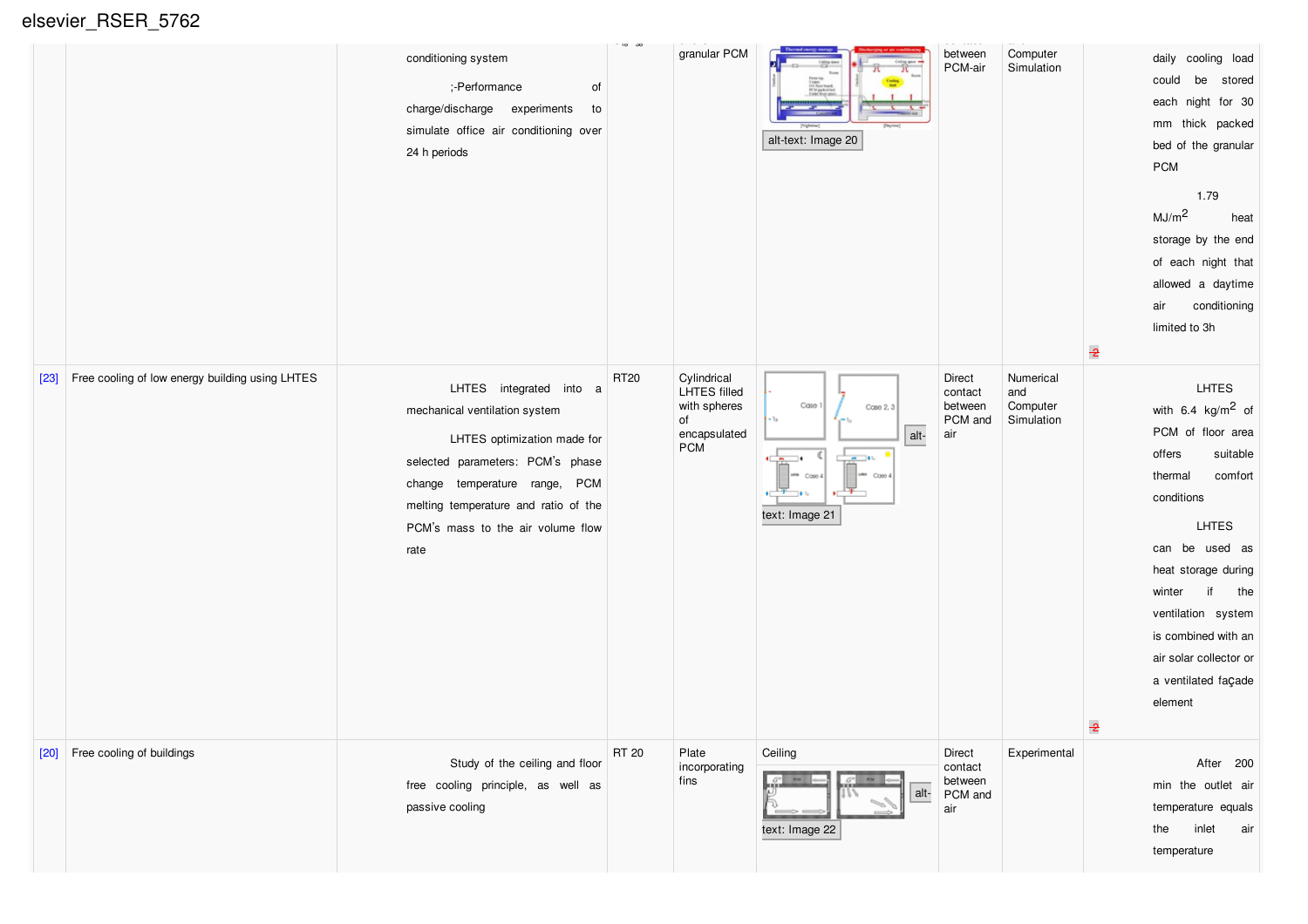| | | conditioning system<br><br>;-Performance of charge/discharge experiments to simulate office air conditioning over 24 h periods | | granular PCM | alt-text: Image 20 | between PCM-air | Computer Simulation | daily cooling load could be stored each night for 30 mm thick packed bed of the granular PCM<br><br>1.79 $MJ/m^2$ heat storage by the end of each night that allowed a daytime air conditioning limited to 3h |
|---|---|---|---|---|---|---|---|---|
| [23] | Free cooling of low energy building using LHTES | LHTES integrated into a mechanical ventilation system<br><br>LHTES optimization made for selected parameters: PCM's phase change temperature range, PCM melting temperature and ratio of the PCM's mass to the air volume flow rate | RT20 | Cylindrical LHTES filled with spheres of encapsulated PCM | alt-text: Image 21 | Direct contact between PCM and air | Numerical and Computer Simulation | LHTES with 6.4 $kg/m^2$ of PCM of floor area offers suitable thermal comfort conditions<br><br>LHTES can be used as heat storage during winter if the ventilation system is combined with an air solar collector or a ventilated façade element |
| [20] | Free cooling of buildings | Study of the ceiling and floor free cooling principle, as well as passive cooling | RT 20 | Plate incorporating fins | Ceiling<br>alt-text: Image 22 | Direct contact between PCM and air | Experimental | After 200 min the outlet air temperature equals the inlet air temperature |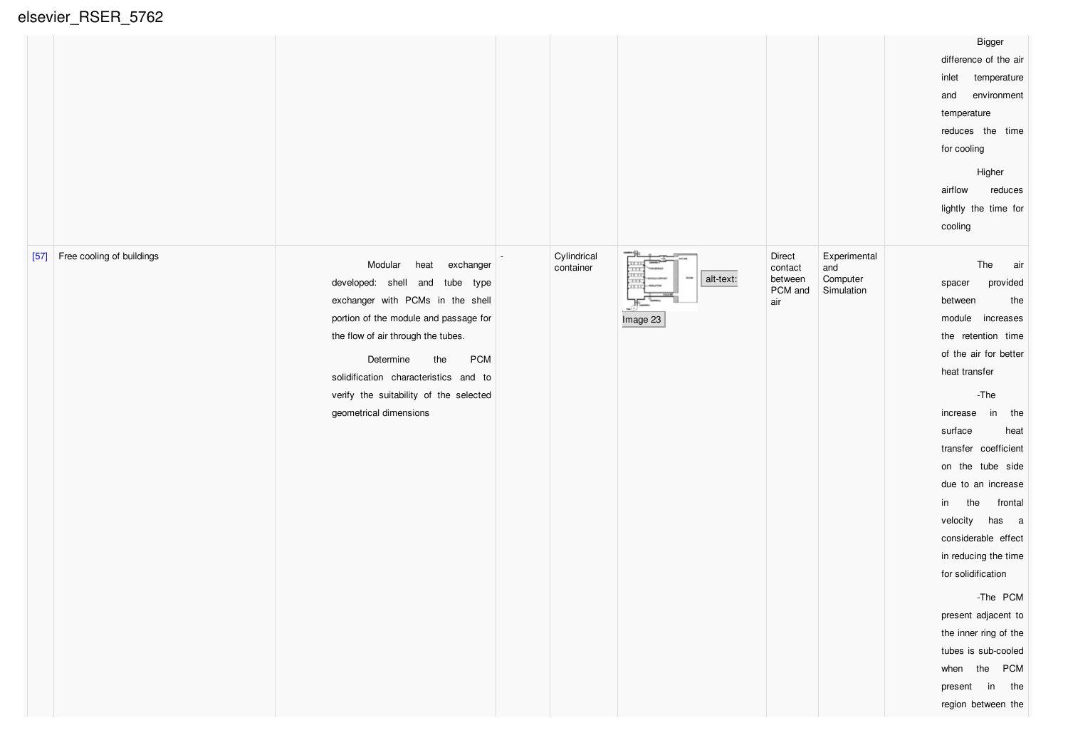| | | | | | | | | |
|---|---|---|---|---|---|---|---|---|
| | | | | | | | | Bigger difference of the air inlet temperature and environment temperature reduces the time for cooling<br><br>Higher airflow reduces lightly the time for cooling |
| [57] | Free cooling of buildings | Modular heat exchanger developed: shell and tube type exchanger with PCMs in the shell portion of the module and passage for the flow of air through the tubes.<br><br>Determine the PCM solidification characteristics and to verify the suitability of the selected geometrical dimensions | - | Cylindrical container | alt-text: Image 23 | Direct contact between PCM and air | Experimental and Computer Simulation | The air spacer provided between the module increases the retention time of the air for better heat transfer<br><br>-The increase in the surface heat transfer coefficient on the tube side due to an increase in the frontal velocity has a considerable effect in reducing the time for solidification<br><br>-The PCM present adjacent to the inner ring of the tubes is sub-cooled when the PCM present in the region between the |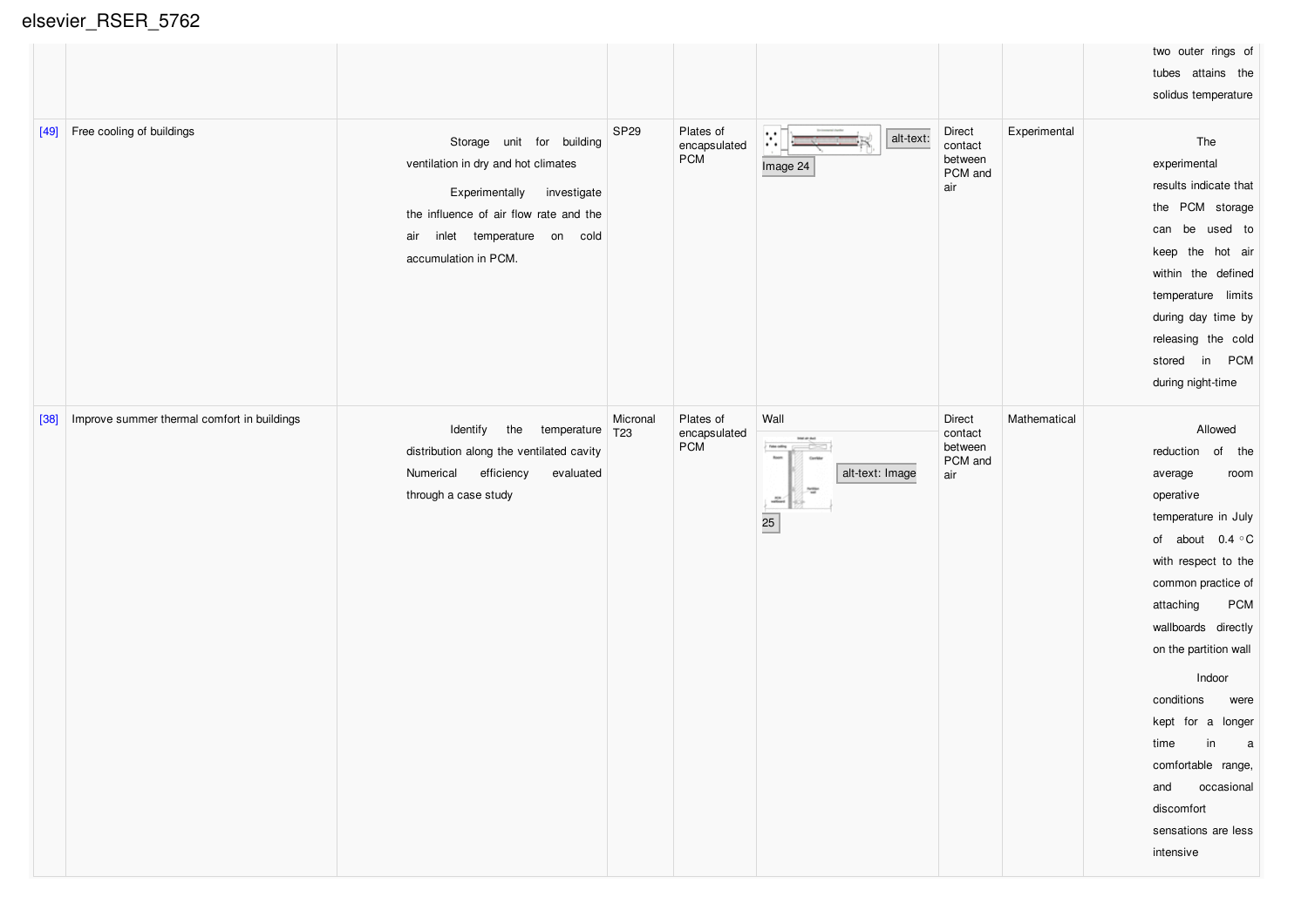| | | | | | | | | |
|---|---|---|---|---|---|---|---|---|
| | | | | | | | | two outer rings of tubes attains the solidus temperature |
| [49] | Free cooling of buildings | Storage unit for building ventilation in dry and hot climates<br><br>Experimentally investigate the influence of air flow rate and the air inlet temperature on cold accumulation in PCM. | SP29 | Plates of encapsulated PCM | alt-text: Image 24 | Direct contact between PCM and air | Experimental | The experimental results indicate that the PCM storage can be used to keep the hot air within the defined temperature limits during day time by releasing the cold stored in PCM during night-time |
| [38] | Improve summer thermal comfort in buildings | Identify the temperature distribution along the ventilated cavity Numerical efficiency evaluated through a case study | Micronal T23 | Plates of encapsulated PCM | Wall<br><br>alt-text: Image 25 | Direct contact between PCM and air | Mathematical | Allowed reduction of the average room operative temperature in July of about 0.4 °C with respect to the common practice of attaching PCM wallboards directly on the partition wall<br><br>Indoor conditions were kept for a longer time in a comfortable range, and occasional discomfort sensations are less intensive |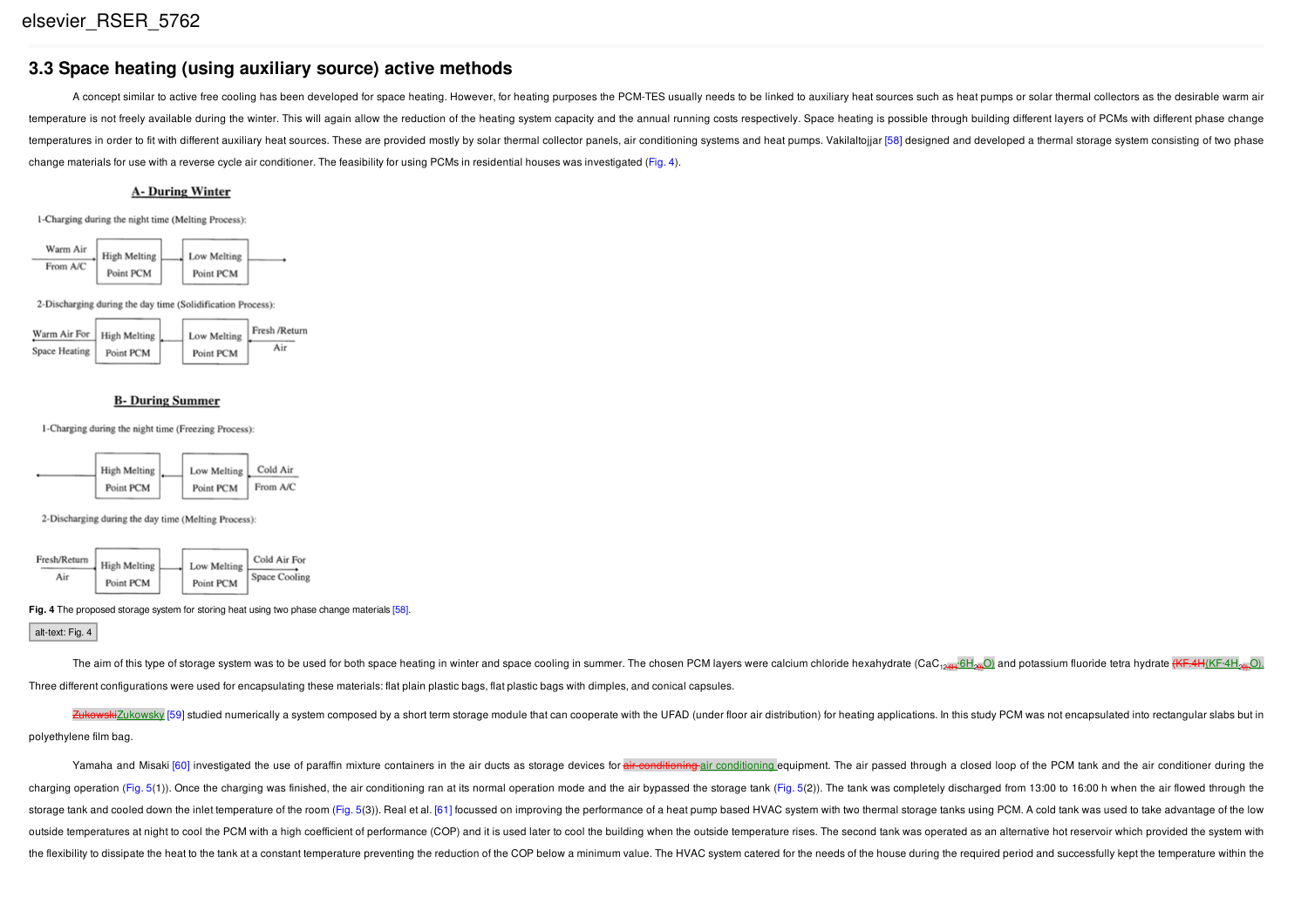### 3.3 Space heating (using auxiliary source) active methods

A concept similar to active free cooling has been developed for space heating. However, for heating purposes the PCM-TES usually needs to be linked to auxiliary heat sources such as heat pumps or solar thermal collectors as the desirable warm air temperature is not freely available during the winter. This will again allow the reduction of the heating system capacity and the annual running costs respectively. Space heating is possible through building different layers of PCMs with different phase change temperatures in order to fit with different auxiliary heat sources. These are provided mostly by solar thermal collector panels, air conditioning systems and heat pumps. Vakilaltojjar [58] designed and developed a thermal storage system consisting of two phase change materials for use with a reverse cycle air conditioner. The feasibility for using PCMs in residential houses was investigated (Fig. 4).

**A- During Winter**

1-Charging during the night time (Melting Process):

Warm Air From A/C → High Melting Point PCM → Low Melting Point PCM →

2-Discharging during the day time (Solidification Process):

Warm Air For Space Heating ← High Melting Point PCM ← Low Melting Point PCM ← Fresh /Return Air

**B- During Summer**

1-Charging during the night time (Freezing Process):

← High Melting Point PCM ← Low Melting Point PCM ← Cold Air From A/C

2-Discharging during the day time (Melting Process):

Fresh/Return Air → High Melting Point PCM → Low Melting Point PCM → Cold Air For Space Cooling

**Fig. 4** The proposed storage system for storing heat using two phase change materials [58].

The aim of this type of storage system was to be used for both space heating in winter and space cooling in summer. The chosen PCM layers were calcium chloride hexahydrate ($CaCl_2 \cdot 6H_2O$) and potassium fluoride tetra hydrate ($KF \cdot 4H_2O$). Three different configurations were used for encapsulating these materials: flat plain plastic bags, flat plastic bags with dimples, and conical capsules.

Zukowsky [59] studied numerically a system composed by a short term storage module that can cooperate with the UFAD (under floor air distribution) for heating applications. In this study PCM was not encapsulated into rectangular slabs but in polyethylene film bag.

Yamaha and Misaki [60] investigated the use of paraffin mixture containers in the air ducts as storage devices for air conditioning equipment. The air passed through a closed loop of the PCM tank and the air conditioner during the charging operation (Fig. 5(1)). Once the charging was finished, the air conditioning ran at its normal operation mode and the air bypassed the storage tank (Fig. 5(2)). The tank was completely discharged from 13:00 to 16:00 h when the air flowed through the storage tank and cooled down the inlet temperature of the room (Fig. 5(3)). Real et al. [61] focussed on improving the performance of a heat pump based HVAC system with two thermal storage tanks using PCM. A cold tank was used to take advantage of the low outside temperatures at night to cool the PCM with a high coefficient of performance (COP) and it is used later to cool the building when the outside temperature rises. The second tank was operated as an alternative hot reservoir which provided the system with the flexibility to dissipate the heat to the tank at a constant temperature preventing the reduction of the COP below a minimum value. The HVAC system catered for the needs of the house during the required period and successfully kept the temperature within the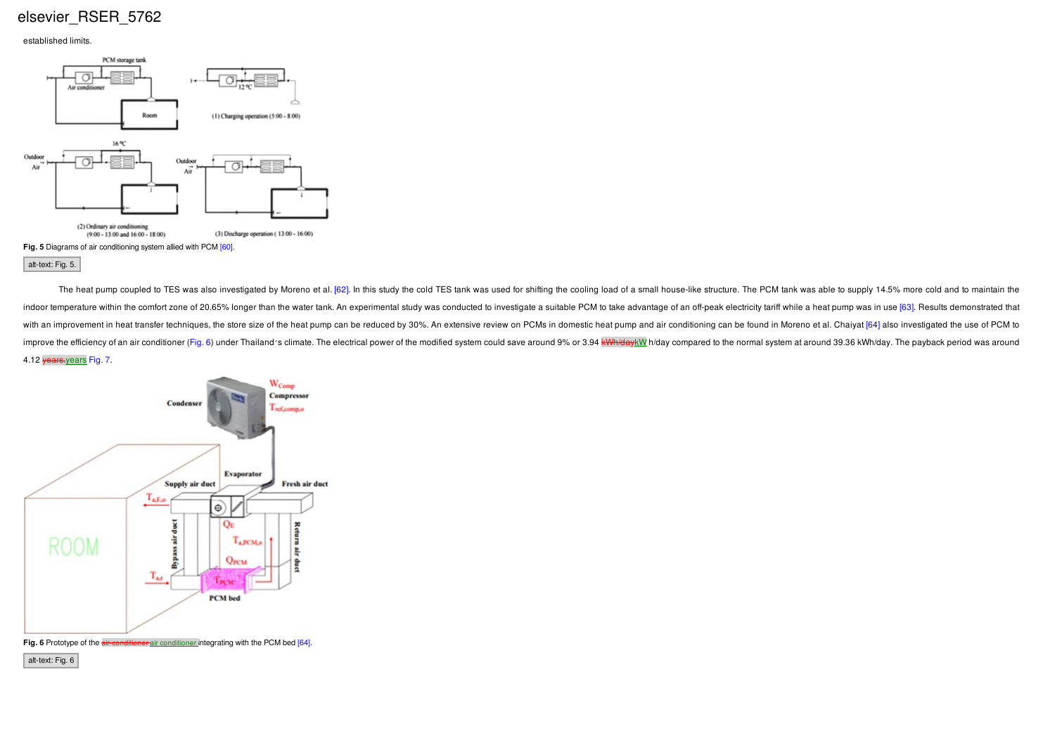established limits.

**Fig. 5** Diagrams of air conditioning system allied with PCM [60].

alt-text: Fig. 5.

The heat pump coupled to TES was also investigated by Moreno et al. [62]. In this study the cold TES tank was used for shifting the cooling load of a small house-like structure. The PCM tank was able to supply 14.5% more cold and to maintain the indoor temperature within the comfort zone of 20.65% longer than the water tank. An experimental study was conducted to investigate a suitable PCM to take advantage of an off-peak electricity tariff while a heat pump was in use [63]. Results demonstrated that with an improvement in heat transfer techniques, the store size of the heat pump can be reduced by 30%. An extensive review on PCMs in domestic heat pump and air conditioning can be found in Moreno et al. Chaiyat [64] also investigated the use of PCM to improve the efficiency of an air conditioner (Fig. 6) under Thailand's climate. The electrical power of the modified system could save around 9% or 3.94 kWh/daykW h/day compared to the normal system at around 39.36 kWh/day. The payback period was around 4.12 years years Fig. 7.

**Fig. 6** Prototype of the air conditioner air conditioner integrating with the PCM bed [64].

alt-text: Fig. 6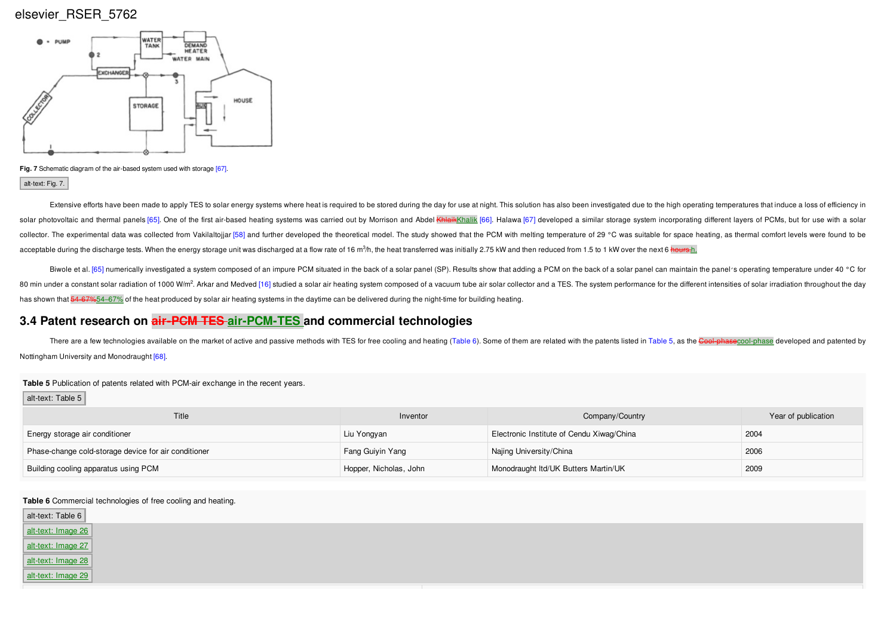Fig. 7 Schematic diagram of the air-based system used with storage [67].

alt-text: Fig. 7.

Extensive efforts have been made to apply TES to solar energy systems where heat is required to be stored during the day for use at night. This solution has also been investigated due to the high operating temperatures that induce a loss of efficiency in solar photovoltaic and thermal panels [65]. One of the first air-based heating systems was carried out by Morrison and Abdel Khalik [66]. Halawa [67] developed a similar storage system incorporating different layers of PCMs, but for use with a solar collector. The experimental data was collected from Vakilaltojjar [58] and further developed the theoretical model. The study showed that the PCM with melting temperature of 29 °C was suitable for space heating, as thermal comfort levels were found to be acceptable during the discharge tests. When the energy storage unit was discharged at a flow rate of 16 $m^3$/h, the heat transferred was initially 2.75 kW and then reduced from 1.5 to 1 kW over the next 6 h.

Biwole et al. [65] numerically investigated a system composed of an impure PCM situated in the back of a solar panel (SP). Results show that adding a PCM on the back of a solar panel can maintain the panel′s operating temperature under 40 °C for 80 min under a constant solar radiation of 1000 W/$m^2$. Arkar and Medved [16] studied a solar air heating system composed of a vacuum tube air solar collector and a TES. The system performance for the different intensities of solar irradiation throughout the day has shown that 54–67% of the heat produced by solar air heating systems in the daytime can be delivered during the night-time for building heating.

## 3.4 Patent research on air-PCM-TES and commercial technologies

There are a few technologies available on the market of active and passive methods with TES for free cooling and heating (Table 6). Some of them are related with the patents listed in Table 5, as the cool-phase developed and patented by Nottingham University and Monodraught [68].

**Table 5** Publication of patents related with PCM-air exchange in the recent years.

alt-text: Table 5

| Title | Inventor | Company/Country | Year of publication |
|---|---|---|---|
| Energy storage air conditioner | Liu Yongyan | Electronic Institute of Cendu Xiwag/China | 2004 |
| Phase-change cold-storage device for air conditioner | Fang Guiyin Yang | Najing University/China | 2006 |
| Building cooling apparatus using PCM | Hopper, Nicholas, John | Monodraught ltd/UK Butters Martin/UK | 2009 |

**Table 6** Commercial technologies of free cooling and heating.

alt-text: Table 6

alt-text: Image 26

alt-text: Image 27

alt-text: Image 28

alt-text: Image 29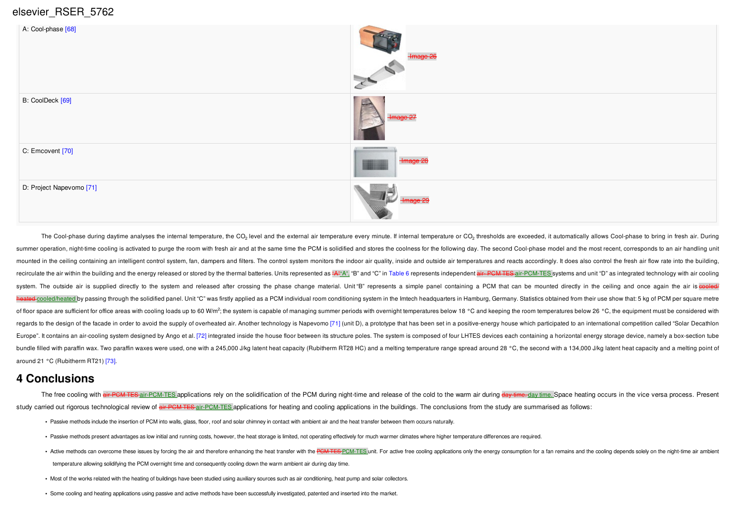| | |
|---|---|
| A: Cool-phase [68] | ~~Image 26~~ |
| B: CoolDeck [69] | ~~Image 27~~ |
| C: Emcovent [70] | ~~Image 28~~ |
| D: Project Napevomo [71] | ~~Image 29~~ |

The Cool-phase during daytime analyses the internal temperature, the $CO_2$ level and the external air temperature every minute. If internal temperature or $CO_2$ thresholds are exceeded, it automatically allows Cool-phase to bring in fresh air. During summer operation, night-time cooling is activated to purge the room with fresh air and at the same time the PCM is solidified and stores the coolness for the following day. The second Cool-phase model and the most recent, corresponds to an air handling unit mounted in the ceiling containing an intelligent control system, fan, dampers and filters. The control system monitors the indoor air quality, inside and outside air temperatures and reacts accordingly. It does also control the fresh air flow rate into the building, recirculate the air within the building and the energy released or stored by the thermal batteries. Units represented as ~~"A"~~ "A", "B" and "C" in Table 6 represents independent ~~air- PCM TES~~ air-PCM-TES systems and unit "D" as integrated technology with air cooling system. The outside air is supplied directly to the system and released after crossing the phase change material. Unit "B" represents a simple panel containing a PCM that can be mounted directly in the ceiling and once again the air is ~~cooled/ heated~~ cooled/heated by passing through the solidified panel. Unit "C" was firstly applied as a PCM individual room conditioning system in the Imtech headquarters in Hamburg, Germany. Statistics obtained from their use show that: 5 kg of PCM per square metre of floor space are sufficient for office areas with cooling loads up to 60 W/m$^2$; the system is capable of managing summer periods with overnight temperatures below 18 °C and keeping the room temperatures below 26 °C, the equipment must be considered with regards to the design of the facade in order to avoid the supply of overheated air. Another technology is Napevomo [71] (unit D), a prototype that has been set in a positive-energy house which participated to an international competition called "Solar Decathlon Europe". It contains an air-cooling system designed by Ango et al. [72] integrated inside the house floor between its structure poles. The system is composed of four LHTES devices each containing a horizontal energy storage device, namely a box-section tube bundle filled with paraffin wax. Two paraffin waxes were used, one with a 245,000 J/kg latent heat capacity (Rubitherm RT28 HC) and a melting temperature range spread around 28 °C, the second with a 134,000 J/kg latent heat capacity and a melting point of around 21 °C (Rubitherm RT21) [73].

# 4 Conclusions

The free cooling with ~~air PCM TES~~ air-PCM-TES applications rely on the solidification of the PCM during night-time and release of the cold to the warm air during ~~day time.~~ day time. Space heating occurs in the vice versa process. Present study carried out rigorous technological review of ~~air PCM TES~~ air-PCM-TES applications for heating and cooling applications in the buildings. The conclusions from the study are summarised as follows:

- Passive methods include the insertion of PCM into walls, glass, floor, roof and solar chimney in contact with ambient air and the heat transfer between them occurs naturally.
- Passive methods present advantages as low initial and running costs, however, the heat storage is limited, not operating effectively for much warmer climates where higher temperature differences are required.
- Active methods can overcome these issues by forcing the air and therefore enhancing the heat transfer with the ~~PCM TES~~ PCM-TES unit. For active free cooling applications only the energy consumption for a fan remains and the cooling depends solely on the night-time air ambient temperature allowing solidifying the PCM overnight time and consequently cooling down the warm ambient air during day time.
- Most of the works related with the heating of buildings have been studied using auxiliary sources such as air conditioning, heat pump and solar collectors.
- Some cooling and heating applications using passive and active methods have been successfully investigated, patented and inserted into the market.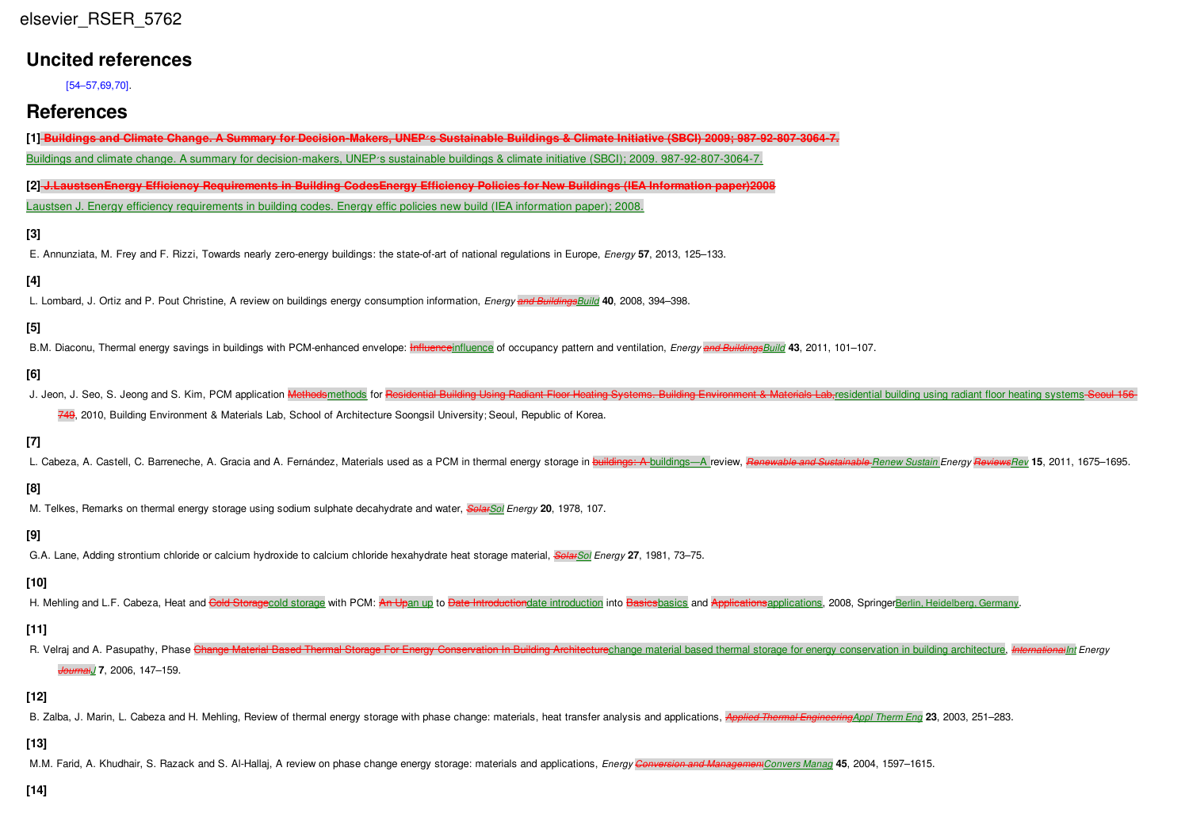## Uncited references

[54–57,69,70].

## References

**[1]** ~~Buildings and Climate Change. A Summary for Decision-Makers, UNEP's Sustainable Buildings & Climate Initiative (SBCI) 2009; 987-92-807-3064-7.~~

Buildings and climate change. A summary for decision-makers, UNEP's sustainable buildings & climate initiative (SBCI); 2009. 987-92-807-3064-7.

**[2]** ~~J.LaustsenEnergy Efficiency Requirements in Building CodesEnergy Efficiency Policies for New Buildings (IEA Information paper)2008~~

Laustsen J. Energy efficiency requirements in building codes. Energy effic policies new build (IEA information paper); 2008.

**[3]**

E. Annunziata, M. Frey and F. Rizzi, Towards nearly zero-energy buildings: the state-of-art of national regulations in Europe, *Energy* **57**, 2013, 125–133.

**[4]**

L. Lombard, J. Ortiz and P. Pout Christine, A review on buildings energy consumption information, *Energy* ~~*and Buildings*~~*Build* **40**, 2008, 394–398.

**[5]**

B.M. Diaconu, Thermal energy savings in buildings with PCM-enhanced envelope: ~~Influence~~influence of occupancy pattern and ventilation, *Energy* ~~*and Buildings*~~*Build* **43**, 2011, 101–107.

**[6]**

J. Jeon, J. Seo, S. Jeong and S. Kim, PCM application ~~Methods~~methods for ~~Residential Building Using Radiant Floor Heating Systems. Building Environment & Materials Lab,~~residential building using radiant floor heating systems~~ Seoul 156-749~~, 2010, Building Environment & Materials Lab, School of Architecture Soongsil University; Seoul, Republic of Korea.

**[7]**

L. Cabeza, A. Castell, C. Barreneche, A. Gracia and A. Fernández, Materials used as a PCM in thermal energy storage in ~~buildings: A~~ buildings—A review, ~~*Renewable and Sustainable*~~ *Renew Sustain Energy* ~~*Reviews*~~*Rev* **15**, 2011, 1675–1695.

**[8]**

M. Telkes, Remarks on thermal energy storage using sodium sulphate decahydrate and water, ~~*Solar*~~*Sol Energy* **20**, 1978, 107.

**[9]**

G.A. Lane, Adding strontium chloride or calcium hydroxide to calcium chloride hexahydrate heat storage material, ~~*Solar*~~*Sol Energy* **27**, 1981, 73–75.

**[10]**

H. Mehling and L.F. Cabeza, Heat and ~~Cold Storage~~cold storage with PCM: ~~An Up~~an up to ~~Date Introduction~~date introduction into ~~Basics~~basics and ~~Applications~~applications, 2008, SpringerBerlin, Heidelberg, Germany.

**[11]**

R. Velraj and A. Pasupathy, Phase ~~Change Material Based Thermal Storage For Energy Conservation In Building Architecture~~change material based thermal storage for energy conservation in building architecture, ~~*International*~~*Int Energy* ~~*Journal*~~*J* **7**, 2006, 147–159.

**[12]**

B. Zalba, J. Marin, L. Cabeza and H. Mehling, Review of thermal energy storage with phase change: materials, heat transfer analysis and applications, ~~*Applied Thermal Engineering*~~*Appl Therm Eng* **23**, 2003, 251–283.

**[13]**

M.M. Farid, A. Khudhair, S. Razack and S. Al-Hallaj, A review on phase change energy storage: materials and applications, *Energy* ~~*Conversion and Management*~~*Convers Manag* **45**, 2004, 1597–1615.

**[14]**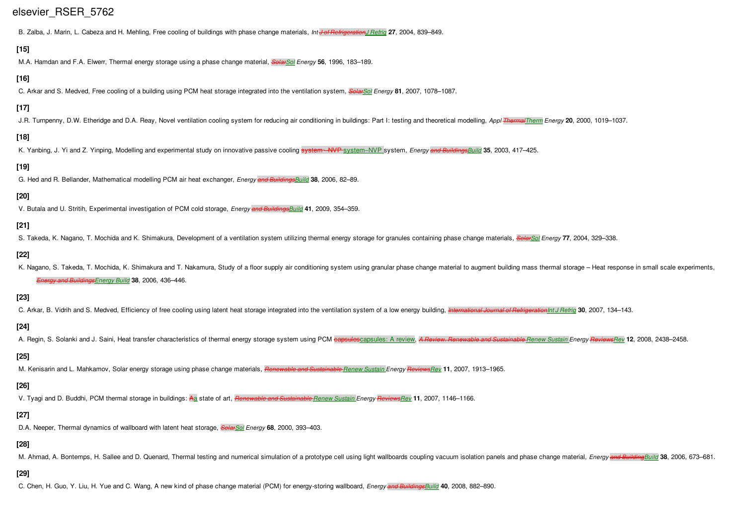B. Zalba, J. Marin, L. Cabeza and H. Mehling, Free cooling of buildings with phase change materials, *Int ~~J of Refrigeration~~J Refrig* **27**, 2004, 839–849.

[15]

M.A. Hamdan and F.A. Elwerr, Thermal energy storage using a phase change material, *~~Solar~~Sol Energy* **56**, 1996, 183–189.

[16]

C. Arkar and S. Medved, Free cooling of a building using PCM heat storage integrated into the ventilation system, *~~Solar~~Sol Energy* **81**, 2007, 1078–1087.

[17]

J.R. Turnpenny, D.W. Etheridge and D.A. Reay, Novel ventilation cooling system for reducing air conditioning in buildings: Part I: testing and theoretical modelling, *Appl ~~Thermal~~Therm Energy* **20**, 2000, 1019–1037.

[18]

K. Yanbing, J. Yi and Z. Yinping, Modelling and experimental study on innovative passive cooling ~~system - NVP~~ system–NVP system, *Energy ~~and Buildings~~Build* **35**, 2003, 417–425.

[19]

G. Hed and R. Bellander, Mathematical modelling PCM air heat exchanger, *Energy ~~and Buildings~~Build* **38**, 2006, 82–89.

[20]

V. Butala and U. Stritih, Experimental investigation of PCM cold storage, *Energy ~~and Buildings~~Build* **41**, 2009, 354–359.

[21]

S. Takeda, K. Nagano, T. Mochida and K. Shimakura, Development of a ventilation system utilizing thermal energy storage for granules containing phase change materials, *~~Solar~~Sol Energy* **77**, 2004, 329–338.

[22]

K. Nagano, S. Takeda, T. Mochida, K. Shimakura and T. Nakamura, Study of a floor supply air conditioning system using granular phase change material to augment building mass thermal storage – Heat response in small scale experiments, *~~Energy and Buildings~~Energy Build* **38**, 2006, 436–446.

[23]

C. Arkar, B. Vidrih and S. Medved, Efficiency of free cooling using latent heat storage integrated into the ventilation system of a low energy building, *~~International Journal of Refrigeration~~Int J Refrig* **30**, 2007, 134–143.

[24]

A. Regin, S. Solanki and J. Saini, Heat transfer characteristics of thermal energy storage system using PCM ~~capsules~~capsules: A review, *~~A Review. Renewable and Sustainable~~ Renew Sustain Energy ~~Reviews~~Rev* **12**, 2008, 2438–2458.

[25]

M. Kenisarin and L. Mahkamov, Solar energy storage using phase change materials, *~~Renewable and Sustainable~~ Renew Sustain Energy ~~Reviews~~Rev* **11**, 2007, 1913–1965.

[26]

V. Tyagi and D. Buddhi, PCM thermal storage in buildings: ~~A~~a state of art, *~~Renewable and Sustainable~~ Renew Sustain Energy ~~Reviews~~Rev* **11**, 2007, 1146–1166.

[27]

D.A. Neeper, Thermal dynamics of wallboard with latent heat storage, *~~Solar~~Sol Energy* **68**, 2000, 393–403.

[28]

M. Ahmad, A. Bontemps, H. Sallee and D. Quenard, Thermal testing and numerical simulation of a prototype cell using light wallboards coupling vacuum isolation panels and phase change material, *Energy ~~and Building~~Build* **38**, 2006, 673–681.

[29]

C. Chen, H. Guo, Y. Liu, H. Yue and C. Wang, A new kind of phase change material (PCM) for energy-storing wallboard, *Energy ~~and Buildings~~Build* **40**, 2008, 882–890.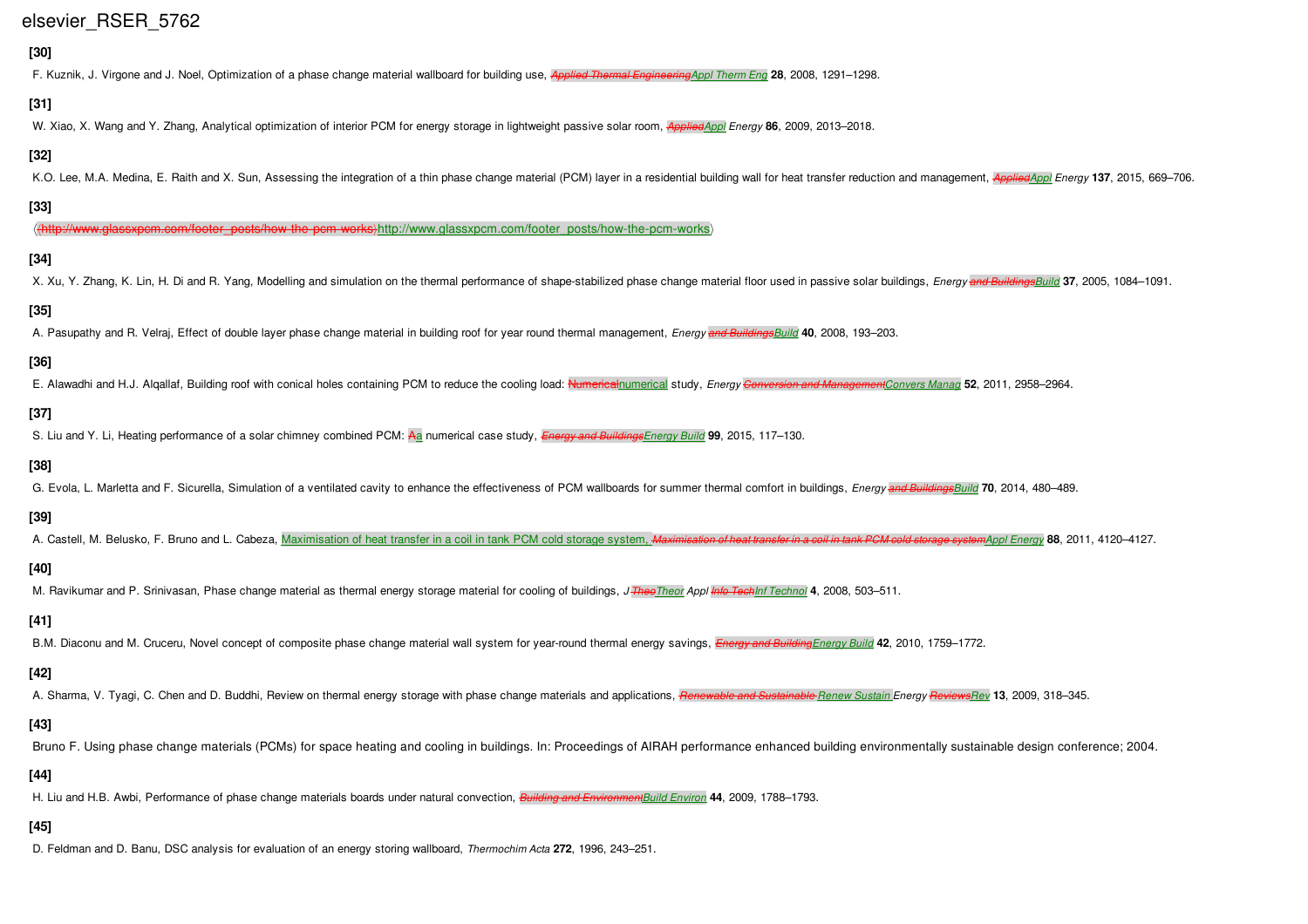**[30]**

F. Kuznik, J. Virgone and J. Noel, Optimization of a phase change material wallboard for building use, ~~*Applied Thermal Engineering*~~*Appl Therm Eng* **28**, 2008, 1291–1298.

**[31]**

W. Xiao, X. Wang and Y. Zhang, Analytical optimization of interior PCM for energy storage in lightweight passive solar room, ~~*Applied*~~*Appl* *Energy* **86**, 2009, 2013–2018.

**[32]**

K.O. Lee, M.A. Medina, E. Raith and X. Sun, Assessing the integration of a thin phase change material (PCM) layer in a residential building wall for heat transfer reduction and management, ~~*Applied*~~*Appl* *Energy* **137**, 2015, 669–706.

**[33]**

⟨~~⟨http://www.glassxpcm.com/footer_posts/how-the-pcm-works⟩~~http://www.glassxpcm.com/footer_posts/how-the-pcm-works⟩

**[34]**

X. Xu, Y. Zhang, K. Lin, H. Di and R. Yang, Modelling and simulation on the thermal performance of shape-stabilized phase change material floor used in passive solar buildings, *Energy* ~~*and Buildings*~~*Build* **37**, 2005, 1084–1091.

**[35]**

A. Pasupathy and R. Velraj, Effect of double layer phase change material in building roof for year round thermal management, *Energy* ~~*and Buildings*~~*Build* **40**, 2008, 193–203.

**[36]**

E. Alawadhi and H.J. Alqallaf, Building roof with conical holes containing PCM to reduce the cooling load: ~~Numerical~~numerical study, *Energy* ~~*Conversion and Management*~~*Convers Manag* **52**, 2011, 2958–2964.

**[37]**

S. Liu and Y. Li, Heating performance of a solar chimney combined PCM: ~~A~~a numerical case study, ~~*Energy and Buildings*~~*Energy Build* **99**, 2015, 117–130.

**[38]**

G. Evola, L. Marletta and F. Sicurella, Simulation of a ventilated cavity to enhance the effectiveness of PCM wallboards for summer thermal comfort in buildings, *Energy* ~~*and Buildings*~~*Build* **70**, 2014, 480–489.

**[39]**

A. Castell, M. Belusko, F. Bruno and L. Cabeza, Maximisation of heat transfer in a coil in tank PCM cold storage system, ~~*Maximisation of heat transfer in a coil in tank PCM cold storage system*~~*Appl Energy* **88**, 2011, 4120–4127.

**[40]**

M. Ravikumar and P. Srinivasan, Phase change material as thermal energy storage material for cooling of buildings, *J* ~~*Theo*~~*Theor* *Appl* ~~*Info Tech*~~*Inf Technol* **4**, 2008, 503–511.

**[41]**

B.M. Diaconu and M. Cruceru, Novel concept of composite phase change material wall system for year-round thermal energy savings, ~~*Energy and Building*~~*Energy Build* **42**, 2010, 1759–1772.

**[42]**

A. Sharma, V. Tyagi, C. Chen and D. Buddhi, Review on thermal energy storage with phase change materials and applications, ~~*Renewable and Sustainable*~~ *Renew Sustain* *Energy* ~~*Reviews*~~*Rev* **13**, 2009, 318–345.

**[43]**

Bruno F. Using phase change materials (PCMs) for space heating and cooling in buildings. In: Proceedings of AIRAH performance enhanced building environmentally sustainable design conference; 2004.

**[44]**

H. Liu and H.B. Awbi, Performance of phase change materials boards under natural convection, ~~*Building and Environment*~~*Build Environ* **44**, 2009, 1788–1793.

**[45]**

D. Feldman and D. Banu, DSC analysis for evaluation of an energy storing wallboard, *Thermochim Acta* **272**, 1996, 243–251.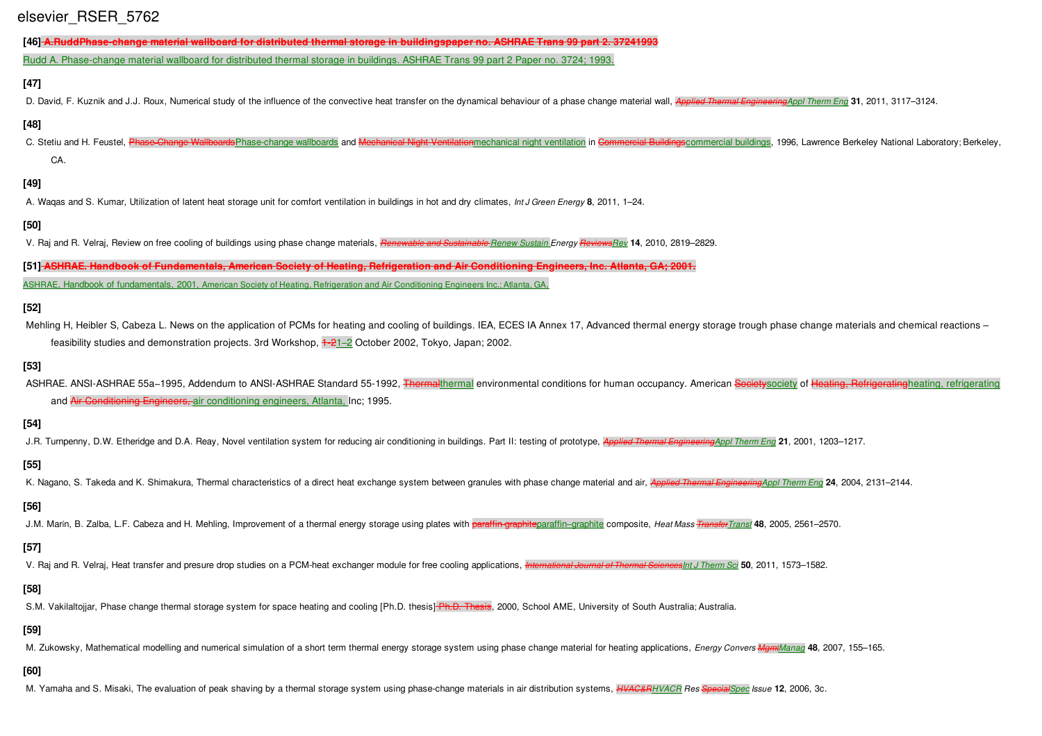[46] ~~A.RuddPhase-change material wallboard for distributed thermal storage in buildingspaper no. ASHRAE Trans 99 part 2. 37241993~~

Rudd A. Phase-change material wallboard for distributed thermal storage in buildings. ASHRAE Trans 99 part 2 Paper no. 3724; 1993.

[47]

D. David, F. Kuznik and J.J. Roux, Numerical study of the influence of the convective heat transfer on the dynamical behaviour of a phase change material wall, *~~Applied Thermal Engineering~~Appl Therm Eng* **31**, 2011, 3117–3124.

[48]

C. Stetiu and H. Feustel, ~~Phase-Change Wallboards~~Phase-change wallboards and ~~Mechanical Night Ventilation~~mechanical night ventilation in ~~Commercial Buildings~~commercial buildings, 1996, Lawrence Berkeley National Laboratory; Berkeley, CA.

[49]

A. Waqas and S. Kumar, Utilization of latent heat storage unit for comfort ventilation in buildings in hot and dry climates, *Int J Green Energy* **8**, 2011, 1–24.

[50]

V. Raj and R. Velraj, Review on free cooling of buildings using phase change materials, *~~Renewable and Sustainable~~ Renew Sustain Energy ~~Reviews~~Rev* **14**, 2010, 2819–2829.

[51] ~~ASHRAE. Handbook of Fundamentals, American Society of Heating, Refrigeration and Air Conditioning Engineers, Inc. Atlanta, GA; 2001.~~

ASHRAE, Handbook of fundamentals, 2001, American Society of Heating, Refrigeration and Air Conditioning Engineers Inc.; Atlanta, GA.

[52]

Mehling H, Heibler S, Cabeza L. News on the application of PCMs for heating and cooling of buildings. IEA, ECES IA Annex 17, Advanced thermal energy storage trough phase change materials and chemical reactions – feasibility studies and demonstration projects. 3rd Workshop, ~~1-2~~1–2 October 2002, Tokyo, Japan; 2002.

[53]

ASHRAE. ANSI-ASHRAE 55a–1995, Addendum to ANSI-ASHRAE Standard 55-1992, ~~Thermal~~thermal environmental conditions for human occupancy. American ~~Society~~society of ~~Heating, Refrigerating~~heating, refrigerating and ~~Air Conditioning Engineers,~~ air conditioning engineers, Atlanta, Inc; 1995.

[54]

J.R. Turnpenny, D.W. Etheridge and D.A. Reay, Novel ventilation system for reducing air conditioning in buildings. Part II: testing of prototype, *~~Applied Thermal Engineering~~Appl Therm Eng* **21**, 2001, 1203–1217.

[55]

K. Nagano, S. Takeda and K. Shimakura, Thermal characteristics of a direct heat exchange system between granules with phase change material and air, *~~Applied Thermal Engineering~~Appl Therm Eng* **24**, 2004, 2131–2144.

[56]

J.M. Marín, B. Zalba, L.F. Cabeza and H. Mehling, Improvement of a thermal energy storage using plates with ~~paraffin-graphite~~paraffin–graphite composite, *Heat Mass ~~Transfer~~Transf* **48**, 2005, 2561–2570.

[57]

V. Raj and R. Velraj, Heat transfer and presure drop studies on a PCM-heat exchanger module for free cooling applications, *~~International Journal of Thermal Sciences~~Int J Therm Sci* **50**, 2011, 1573–1582.

[58]

S.M. Vakilaltojjar, Phase change thermal storage system for space heating and cooling [Ph.D. thesis] ~~Ph.D. Thesis~~, 2000, School AME, University of South Australia; Australia.

[59]

M. Zukowsky, Mathematical modelling and numerical simulation of a short term thermal energy storage system using phase change material for heating applications, *Energy Convers ~~Mgmt~~Manag* **48**, 2007, 155–165.

[60]

M. Yamaha and S. Misaki, The evaluation of peak shaving by a thermal storage system using phase-change materials in air distribution systems, *~~HVAC&R~~HVACR Res ~~Special~~Spec Issue* **12**, 2006, 3c.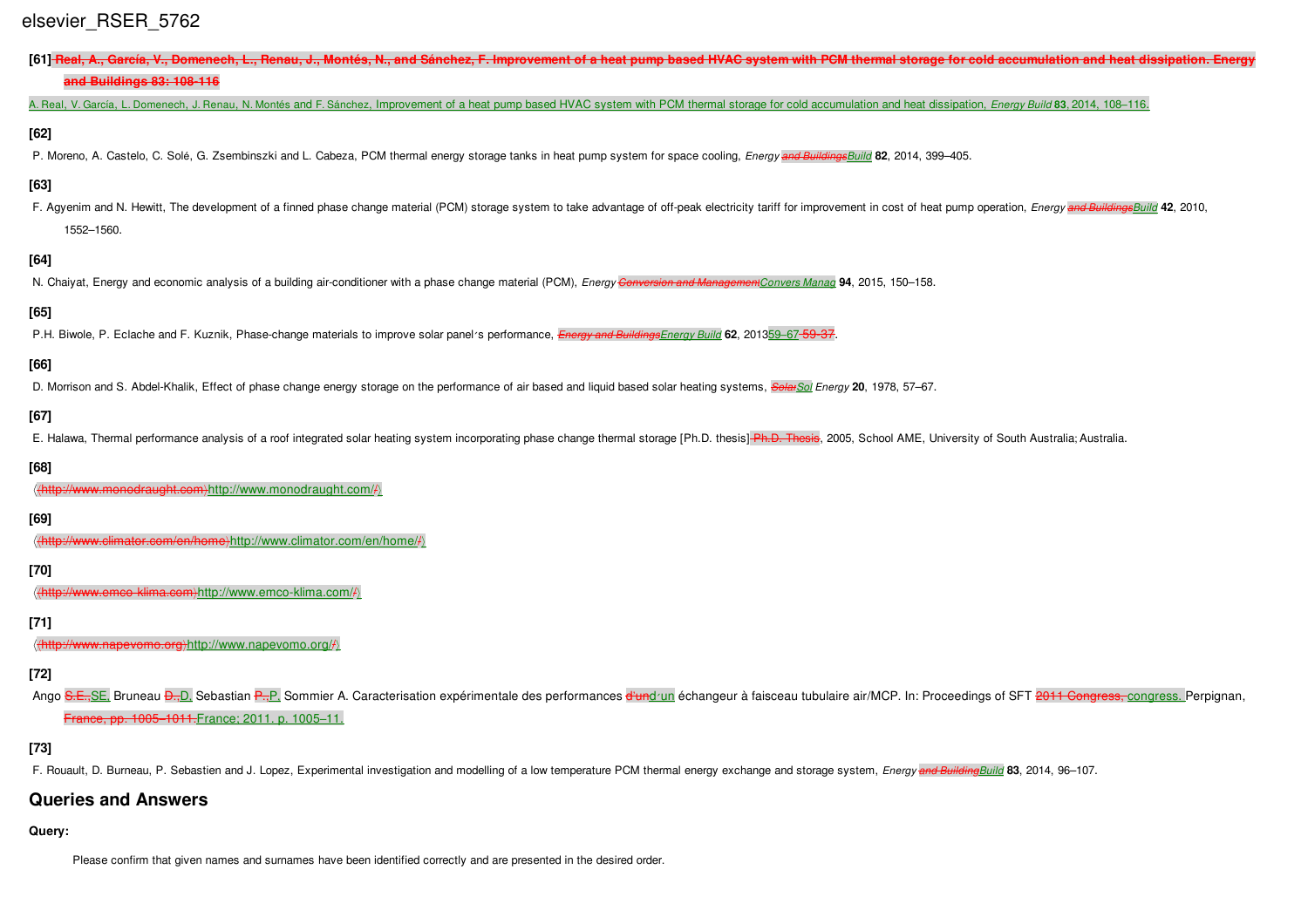**[61]** ~~Real, A., García, V., Domenech, L., Renau, J., Montés, N., and Sánchez, F. Improvement of a heat pump based HVAC system with PCM thermal storage for cold accumulation and heat dissipation. Energy and Buildings 83: 108-116~~

A. Real, V. García, L. Domenech, J. Renau, N. Montés and F. Sánchez, Improvement of a heat pump based HVAC system with PCM thermal storage for cold accumulation and heat dissipation, *Energy Build* **83**, 2014, 108–116.

**[62]**

P. Moreno, A. Castelo, C. Solé, G. Zsembinszki and L. Cabeza, PCM thermal energy storage tanks in heat pump system for space cooling, *Energy ~~and Buildings~~Build* **82**, 2014, 399–405.

**[63]**

F. Agyenim and N. Hewitt, The development of a finned phase change material (PCM) storage system to take advantage of off-peak electricity tariff for improvement in cost of heat pump operation, *Energy ~~and Buildings~~Build* **42**, 2010, 1552–1560.

**[64]**

N. Chaiyat, Energy and economic analysis of a building air-conditioner with a phase change material (PCM), *Energy ~~Conversion and Management~~Convers Manag* **94**, 2015, 150–158.

**[65]**

P.H. Biwole, P. Eclache and F. Kuznik, Phase-change materials to improve solar panel׳s performance, *~~Energy and Buildings~~Energy Build* **62**, 201359–67 ~~59-37~~.

**[66]**

D. Morrison and S. Abdel-Khalik, Effect of phase change energy storage on the performance of air based and liquid based solar heating systems, *~~Solar~~Sol Energy* **20**, 1978, 57–67.

**[67]**

E. Halawa, Thermal performance analysis of a roof integrated solar heating system incorporating phase change thermal storage [Ph.D. thesis] ~~Ph.D. Thesis~~, 2005, School AME, University of South Australia; Australia.

**[68]**

〈~~〈http://www.monodraught.com〉~~http://www.monodraught.com/~~/~~〉

**[69]**

〈~~〈http://www.climator.com/en/home〉~~http://www.climator.com/en/home/~~/~~〉

**[70]**

〈~~〈http://www.emco-klima.com〉~~http://www.emco-klima.com/~~/~~〉

**[71]**

〈~~〈http://www.napevomo.org〉~~http://www.napevomo.org/~~/~~〉

**[72]**

Ango ~~S.E.,~~SE, Bruneau ~~D.,~~D, Sebastian ~~P.,~~P, Sommier A. Caracterisation expérimentale des performances ~~d'un~~d׳un échangeur à faisceau tubulaire air/MCP. In: Proceedings of SFT ~~2011 Congress,~~ congress. Perpignan, ~~France, pp. 1005–1011.~~France; 2011. p. 1005–11.

**[73]**

F. Rouault, D. Burneau, P. Sebastien and J. Lopez, Experimental investigation and modelling of a low temperature PCM thermal energy exchange and storage system, *Energy ~~and Building~~Build* **83**, 2014, 96–107.

## Queries and Answers

**Query:**

Please confirm that given names and surnames have been identified correctly and are presented in the desired order.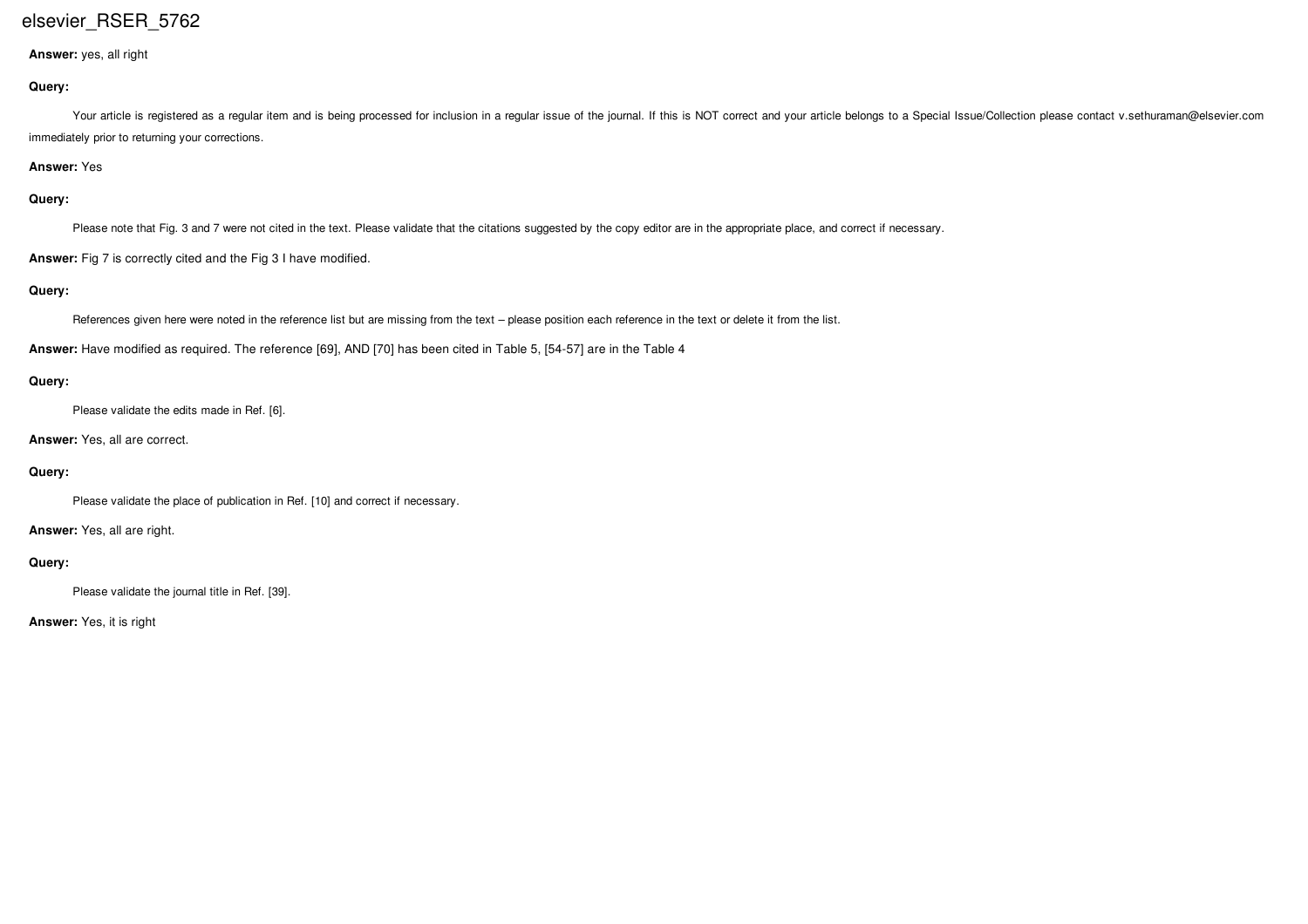elsevier_RSER_5762

**Answer:** yes, all right

**Query:**

Your article is registered as a regular item and is being processed for inclusion in a regular issue of the journal. If this is NOT correct and your article belongs to a Special Issue/Collection please contact v.sethuraman@elsevier.com immediately prior to returning your corrections.

**Answer:** Yes

**Query:**

Please note that Fig. 3 and 7 were not cited in the text. Please validate that the citations suggested by the copy editor are in the appropriate place, and correct if necessary.

**Answer:** Fig 7 is correctly cited and the Fig 3 I have modified.

**Query:**

References given here were noted in the reference list but are missing from the text – please position each reference in the text or delete it from the list.

**Answer:** Have modified as required. The reference [69], AND [70] has been cited in Table 5, [54-57] are in the Table 4

**Query:**

Please validate the edits made in Ref. [6].

**Answer:** Yes, all are correct.

**Query:**

Please validate the place of publication in Ref. [10] and correct if necessary.

**Answer:** Yes, all are right.

**Query:**

Please validate the journal title in Ref. [39].

**Answer:** Yes, it is right